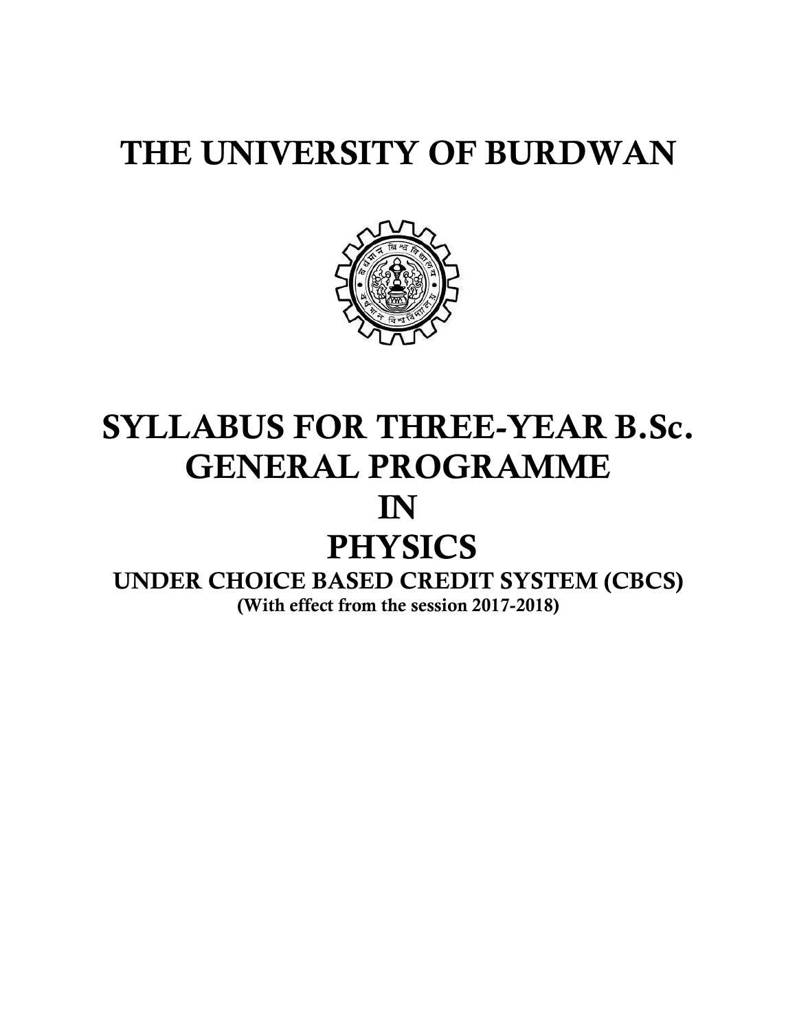# THE UNIVERSITY OF BURDWAN

# SYLLABUS FOR THREE-YEAR B.Sc. GENERAL PROGRAMME IN PHYSICS

## UNDER CHOICE BASED CREDIT SYSTEM (CBCS)

**(With effect from the session 2017-2018)**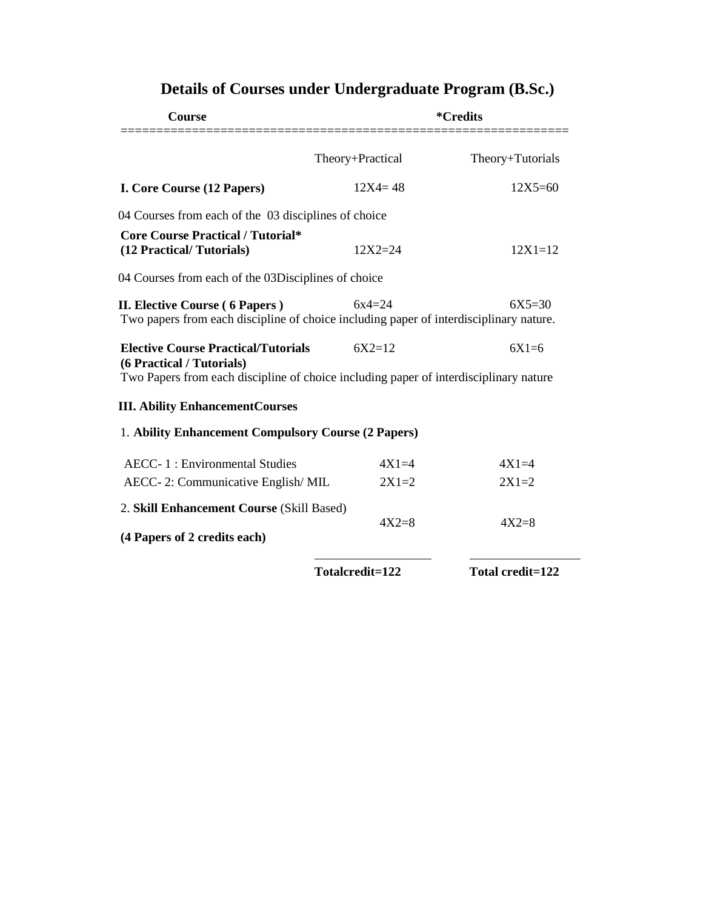# Details of Courses under Undergraduate Program (B.Sc.)

| Course | *Credits | |
|---|---|---|
| | Theory+Practical | Theory+Tutorials |
| **I. Core Course (12 Papers)** | 12X4= 48 | 12X5=60 |
| 04 Courses from each of the 03 disciplines of choice | | |
| **Core Course Practical / Tutorial* (12 Practical/ Tutorials)** | 12X2=24 | 12X1=12 |
| 04 Courses from each of the 03Disciplines of choice | | |
| **II. Elective Course ( 6 Papers )** | 6x4=24 | 6X5=30 |
| Two papers from each discipline of choice including paper of interdisciplinary nature. | | |
| **Elective Course Practical/Tutorials (6 Practical / Tutorials)** | 6X2=12 | 6X1=6 |
| Two Papers from each discipline of choice including paper of interdisciplinary nature | | |
| **III. Ability EnhancementCourses** | | |
| 1. **Ability Enhancement Compulsory Course (2 Papers)** | | |
| AECC- 1 : Environmental Studies | 4X1=4 | 4X1=4 |
| AECC- 2: Communicative English/ MIL | 2X1=2 | 2X1=2 |
| 2. **Skill Enhancement Course** (Skill Based) **(4 Papers of 2 credits each)** | 4X2=8 | 4X2=8 |
| | **Totalcredit=122** | **Total credit=122** |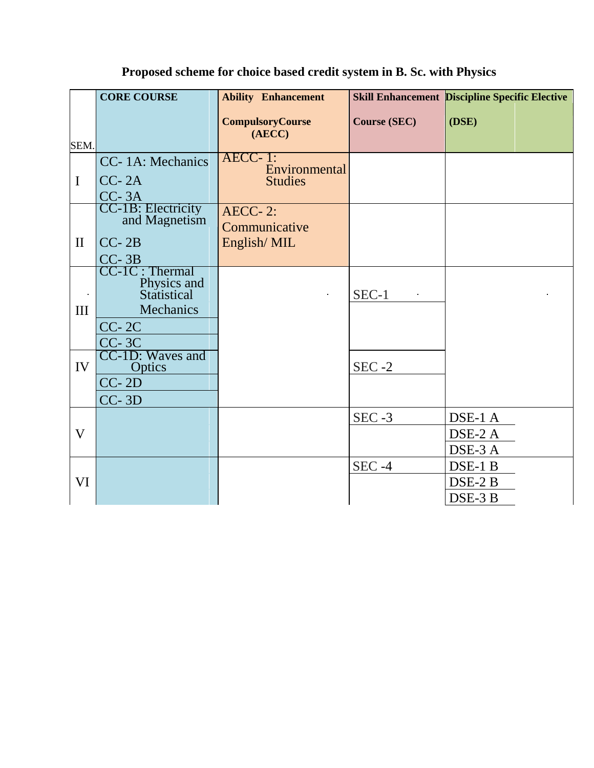**Proposed scheme for choice based credit system in B. Sc. with Physics**

| SEM. | CORE COURSE | Ability Enhancement Compulsory Course (AECC) | Skill Enhancement Course (SEC) | Discipline Specific Elective (DSE) |
|---|---|---|---|---|
| I | CC- 1A: Mechanics<br>CC- 2A<br>CC- 3A | AECC- 1: Environmental Studies | | |
| II | CC-1B: Electricity and Magnetism<br>CC- 2B<br>CC- 3B | AECC- 2: Communicative English/ MIL | | |
| III | CC-1C : Thermal Physics and Statistical Mechanics<br>CC- 2C<br>CC- 3C | | SEC-1 | |
| IV | CC-1D: Waves and Optics<br>CC- 2D<br>CC- 3D | | SEC -2 | |
| V | | | SEC -3 | DSE-1 A<br>DSE-2 A<br>DSE-3 A |
| VI | | | SEC -4 | DSE-1 B<br>DSE-2 B<br>DSE-3 B |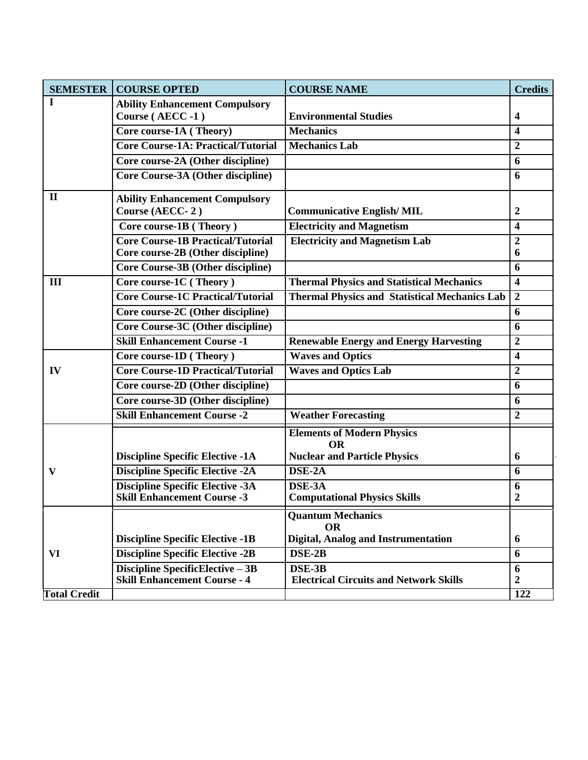| SEMESTER | COURSE OPTED | COURSE NAME | Credits |
|---|---|---|---|
| I | Ability Enhancement Compulsory Course ( AECC -1 ) | Environmental Studies | 4 |
| | Core course-1A ( Theory) | Mechanics | 4 |
| | Core Course-1A: Practical/Tutorial | Mechanics Lab | 2 |
| | Core course-2A (Other discipline) | | 6 |
| | Core Course-3A (Other discipline) | | 6 |
| II | Ability Enhancement Compulsory Course (AECC- 2 ) | Communicative English/ MIL | 2 |
| | Core course-1B ( Theory ) | Electricity and Magnetism | 4 |
| | Core Course-1B Practical/Tutorial<br>Core course-2B (Other discipline) | Electricity and Magnetism Lab | 2<br>6 |
| | Core Course-3B (Other discipline) | | 6 |
| III | Core course-1C ( Theory ) | Thermal Physics and Statistical Mechanics | 4 |
| | Core Course-1C Practical/Tutorial | Thermal Physics and Statistical Mechanics Lab | 2 |
| | Core course-2C (Other discipline) | | 6 |
| | Core Course-3C (Other discipline) | | 6 |
| | Skill Enhancement Course -1 | Renewable Energy and Energy Harvesting | 2 |
| IV | Core course-1D ( Theory ) | Waves and Optics | 4 |
| | Core Course-1D Practical/Tutorial | Waves and Optics Lab | 2 |
| | Core course-2D (Other discipline) | | 6 |
| | Core course-3D (Other discipline) | | 6 |
| | Skill Enhancement Course -2 | Weather Forecasting | 2 |
| V | Discipline Specific Elective -1A | Elements of Modern Physics<br>OR<br>Nuclear and Particle Physics | 6 |
| | Discipline Specific Elective -2A | DSE-2A | 6 |
| | Discipline Specific Elective -3A<br>Skill Enhancement Course -3 | DSE-3A<br>Computational Physics Skills | 6<br>2 |
| VI | Discipline Specific Elective -1B | Quantum Mechanics<br>OR<br>Digital, Analog and Instrumentation | 6 |
| | Discipline Specific Elective -2B | DSE-2B | 6 |
| | Discipline SpecificElective – 3B<br>Skill Enhancement Course - 4 | DSE-3B<br>Electrical Circuits and Network Skills | 6<br>2 |
| Total Credit | | | 122 |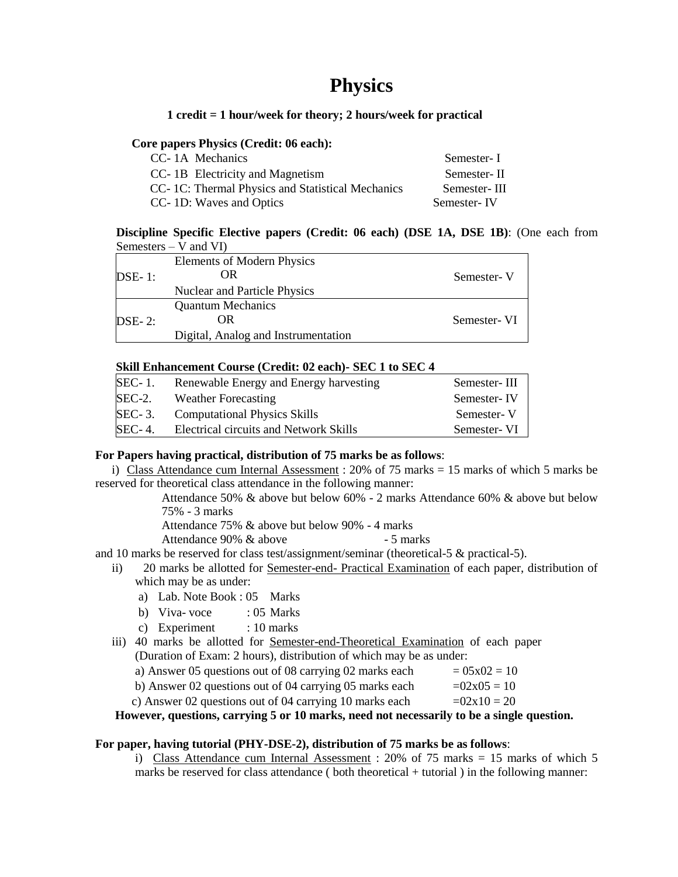# Physics

**1 credit = 1 hour/week for theory; 2 hours/week for practical**

**Core papers Physics (Credit: 06 each):**

| | |
|---|---|
| CC- 1A Mechanics | Semester- I |
| CC- 1B Electricity and Magnetism | Semester- II |
| CC- 1C: Thermal Physics and Statistical Mechanics | Semester- III |
| CC- 1D: Waves and Optics | Semester- IV |

**Discipline Specific Elective papers (Credit: 06 each) (DSE 1A, DSE 1B)**: (One each from Semesters – V and VI)

| | | |
|---|---|---|
| DSE- 1: | Elements of Modern Physics<br>OR<br>Nuclear and Particle Physics | Semester- V |
| DSE- 2: | Quantum Mechanics<br>OR<br>Digital, Analog and Instrumentation | Semester- VI |

**Skill Enhancement Course (Credit: 02 each)- SEC 1 to SEC 4**

| | | |
|---|---|---|
| SEC- 1. | Renewable Energy and Energy harvesting | Semester- III |
| SEC-2. | Weather Forecasting | Semester- IV |
| SEC- 3. | Computational Physics Skills | Semester- V |
| SEC- 4. | Electrical circuits and Network Skills | Semester- VI |

**For Papers having practical, distribution of 75 marks be as follows**:

i) Class Attendance cum Internal Assessment : 20% of 75 marks = 15 marks of which 5 marks be reserved for theoretical class attendance in the following manner:

Attendance 50% & above but below 60% - 2 marks Attendance 60% & above but below 75% - 3 marks

Attendance 75% & above but below 90% - 4 marks

Attendance 90% & above - 5 marks

and 10 marks be reserved for class test/assignment/seminar (theoretical-5 & practical-5).

ii) 20 marks be allotted for Semester-end- Practical Examination of each paper, distribution of which may be as under:

a) Lab. Note Book : 05 Marks

b) Viva- voce : 05 Marks

c) Experiment : 10 marks

iii) 40 marks be allotted for Semester-end-Theoretical Examination of each paper (Duration of Exam: 2 hours), distribution of which may be as under:

a) Answer 05 questions out of 08 carrying 02 marks each = 05x02 = 10

b) Answer 02 questions out of 04 carrying 05 marks each =02x05 = 10

c) Answer 02 questions out of 04 carrying 10 marks each =02x10 = 20

**However, questions, carrying 5 or 10 marks, need not necessarily to be a single question.**

**For paper, having tutorial (PHY-DSE-2), distribution of 75 marks be as follows**:

i) Class Attendance cum Internal Assessment : 20% of 75 marks = 15 marks of which 5 marks be reserved for class attendance ( both theoretical + tutorial ) in the following manner: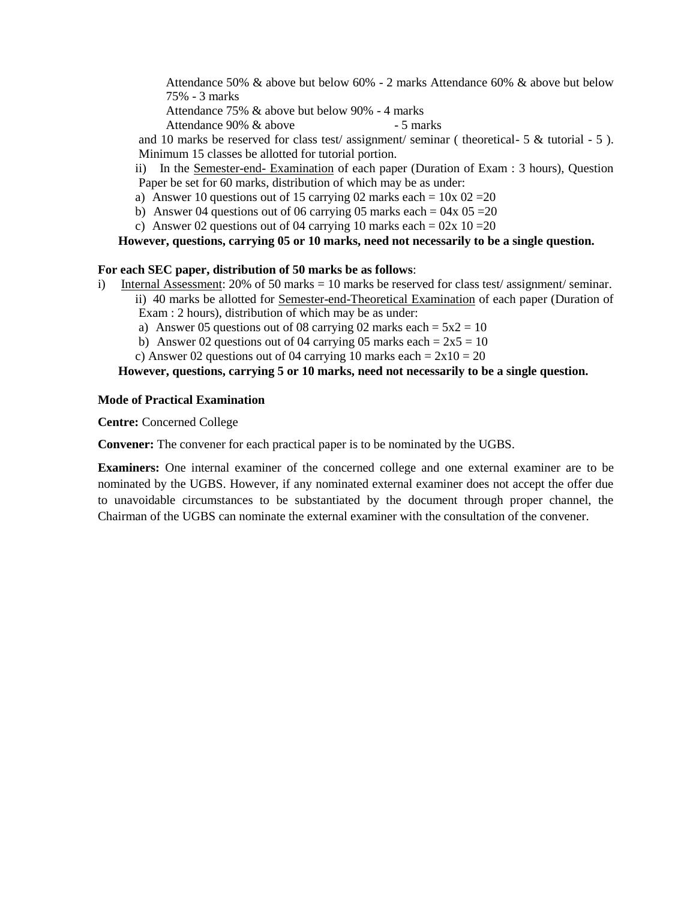Attendance 50% & above but below 60% - 2 marks Attendance 60% & above but below 75% - 3 marks

Attendance 75% & above but below 90% - 4 marks

Attendance 90% & above - 5 marks

and 10 marks be reserved for class test/ assignment/ seminar ( theoretical- 5 & tutorial - 5 ). Minimum 15 classes be allotted for tutorial portion.

ii) In the Semester-end- Examination of each paper (Duration of Exam : 3 hours), Question Paper be set for 60 marks, distribution of which may be as under:

a) Answer 10 questions out of 15 carrying 02 marks each = 10x 02 =20

b) Answer 04 questions out of 06 carrying 05 marks each = 04x 05 =20

c) Answer 02 questions out of 04 carrying 10 marks each = 02x 10 =20

**However, questions, carrying 05 or 10 marks, need not necessarily to be a single question.**

**For each SEC paper, distribution of 50 marks be as follows**:

i) Internal Assessment: 20% of 50 marks = 10 marks be reserved for class test/ assignment/ seminar.

ii) 40 marks be allotted for Semester-end-Theoretical Examination of each paper (Duration of Exam : 2 hours), distribution of which may be as under:

a) Answer 05 questions out of 08 carrying 02 marks each = 5x2 = 10

b) Answer 02 questions out of 04 carrying 05 marks each = 2x5 = 10

c) Answer 02 questions out of 04 carrying 10 marks each = 2x10 = 20

**However, questions, carrying 5 or 10 marks, need not necessarily to be a single question.**

**Mode of Practical Examination**

**Centre:** Concerned College

**Convener:** The convener for each practical paper is to be nominated by the UGBS.

**Examiners:** One internal examiner of the concerned college and one external examiner are to be nominated by the UGBS. However, if any nominated external examiner does not accept the offer due to unavoidable circumstances to be substantiated by the document through proper channel, the Chairman of the UGBS can nominate the external examiner with the consultation of the convener.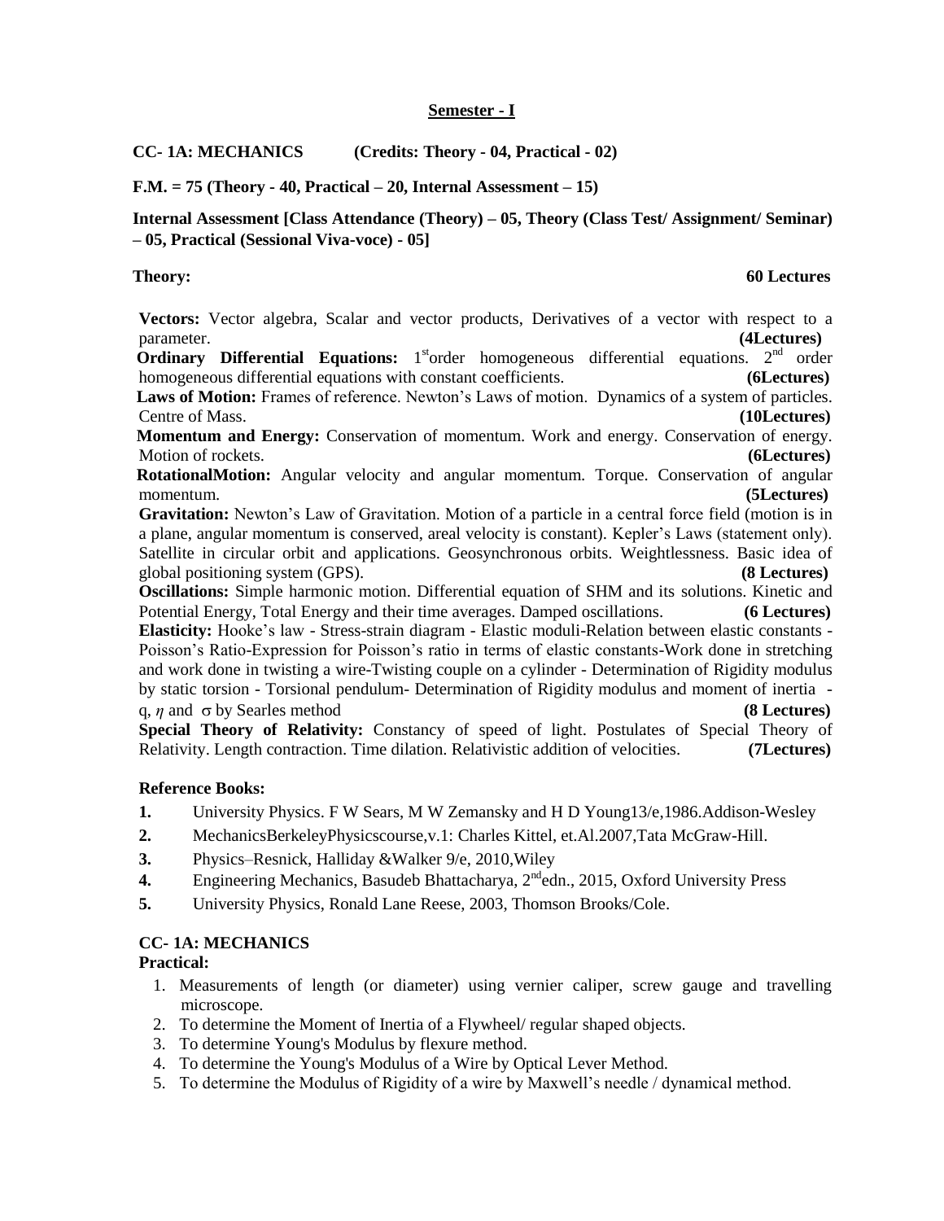## Semester - I

**CC- 1A: MECHANICS (Credits: Theory - 04, Practical - 02)**

**F.M. = 75 (Theory - 40, Practical – 20, Internal Assessment – 15)**

**Internal Assessment [Class Attendance (Theory) – 05, Theory (Class Test/ Assignment/ Seminar) – 05, Practical (Sessional Viva-voce) - 05]**

**Theory:** **60 Lectures**

**Vectors:** Vector algebra, Scalar and vector products, Derivatives of a vector with respect to a parameter. **(4Lectures)**

**Ordinary Differential Equations:** 1st order homogeneous differential equations. 2nd order homogeneous differential equations with constant coefficients. **(6Lectures)**

**Laws of Motion:** Frames of reference. Newton's Laws of motion. Dynamics of a system of particles. Centre of Mass. **(10Lectures)**

**Momentum and Energy:** Conservation of momentum. Work and energy. Conservation of energy. Motion of rockets. **(6Lectures)**

**RotationalMotion:** Angular velocity and angular momentum. Torque. Conservation of angular momentum. **(5Lectures)**

**Gravitation:** Newton's Law of Gravitation. Motion of a particle in a central force field (motion is in a plane, angular momentum is conserved, areal velocity is constant). Kepler's Laws (statement only). Satellite in circular orbit and applications. Geosynchronous orbits. Weightlessness. Basic idea of global positioning system (GPS). **(8 Lectures)**

**Oscillations:** Simple harmonic motion. Differential equation of SHM and its solutions. Kinetic and Potential Energy, Total Energy and their time averages. Damped oscillations. **(6 Lectures)**

**Elasticity:** Hooke's law - Stress-strain diagram - Elastic moduli-Relation between elastic constants - Poisson's Ratio-Expression for Poisson's ratio in terms of elastic constants-Work done in stretching and work done in twisting a wire-Twisting couple on a cylinder - Determination of Rigidity modulus by static torsion - Torsional pendulum- Determination of Rigidity modulus and moment of inertia - q, $\eta$ and $\sigma$ by Searles method **(8 Lectures)**

**Special Theory of Relativity:** Constancy of speed of light. Postulates of Special Theory of Relativity. Length contraction. Time dilation. Relativistic addition of velocities. **(7Lectures)**

### Reference Books:

1. University Physics. F W Sears, M W Zemansky and H D Young13/e,1986.Addison-Wesley
2. MechanicsBerkeleyPhysicscourse,v.1: Charles Kittel, et.Al.2007,Tata McGraw-Hill.
3. Physics–Resnick, Halliday &Walker 9/e, 2010,Wiley
4. Engineering Mechanics, Basudeb Bhattacharya, 2ndedn., 2015, Oxford University Press
5. University Physics, Ronald Lane Reese, 2003, Thomson Brooks/Cole.

### CC- 1A: MECHANICS

**Practical:**

1. Measurements of length (or diameter) using vernier caliper, screw gauge and travelling microscope.
2. To determine the Moment of Inertia of a Flywheel/ regular shaped objects.
3. To determine Young's Modulus by flexure method.
4. To determine the Young's Modulus of a Wire by Optical Lever Method.
5. To determine the Modulus of Rigidity of a wire by Maxwell's needle / dynamical method.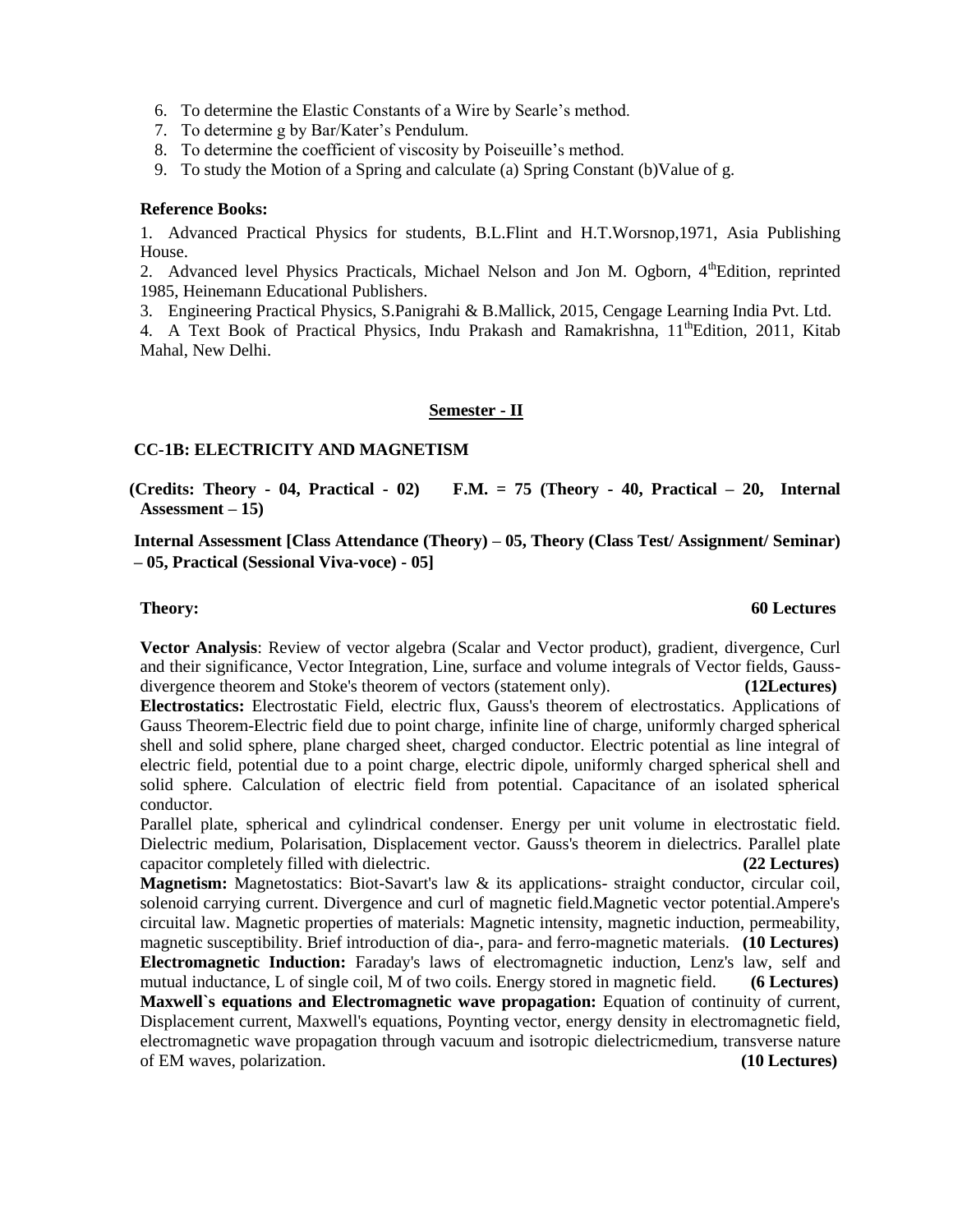6. To determine the Elastic Constants of a Wire by Searle's method.
7. To determine g by Bar/Kater's Pendulum.
8. To determine the coefficient of viscosity by Poiseuille's method.
9. To study the Motion of a Spring and calculate (a) Spring Constant (b)Value of g.

**Reference Books:**

1. Advanced Practical Physics for students, B.L.Flint and H.T.Worsnop,1971, Asia Publishing House.
2. Advanced level Physics Practicals, Michael Nelson and Jon M. Ogborn, 4th Edition, reprinted 1985, Heinemann Educational Publishers.
3. Engineering Practical Physics, S.Panigrahi & B.Mallick, 2015, Cengage Learning India Pvt. Ltd.
4. A Text Book of Practical Physics, Indu Prakash and Ramakrishna, 11th Edition, 2011, Kitab Mahal, New Delhi.

## Semester - II

### CC-1B: ELECTRICITY AND MAGNETISM

**(Credits: Theory - 04, Practical - 02) F.M. = 75 (Theory - 40, Practical – 20, Internal Assessment – 15)**

**Internal Assessment [Class Attendance (Theory) – 05, Theory (Class Test/ Assignment/ Seminar) – 05, Practical (Sessional Viva-voce) - 05]**

**Theory: 60 Lectures**

**Vector Analysis**: Review of vector algebra (Scalar and Vector product), gradient, divergence, Curl and their significance, Vector Integration, Line, surface and volume integrals of Vector fields, Gauss-divergence theorem and Stoke's theorem of vectors (statement only). **(12Lectures)**

**Electrostatics:** Electrostatic Field, electric flux, Gauss's theorem of electrostatics. Applications of Gauss Theorem-Electric field due to point charge, infinite line of charge, uniformly charged spherical shell and solid sphere, plane charged sheet, charged conductor. Electric potential as line integral of electric field, potential due to a point charge, electric dipole, uniformly charged spherical shell and solid sphere. Calculation of electric field from potential. Capacitance of an isolated spherical conductor.

Parallel plate, spherical and cylindrical condenser. Energy per unit volume in electrostatic field. Dielectric medium, Polarisation, Displacement vector. Gauss's theorem in dielectrics. Parallel plate capacitor completely filled with dielectric. **(22 Lectures)**

**Magnetism:** Magnetostatics: Biot-Savart's law & its applications- straight conductor, circular coil, solenoid carrying current. Divergence and curl of magnetic field.Magnetic vector potential.Ampere's circuital law. Magnetic properties of materials: Magnetic intensity, magnetic induction, permeability, magnetic susceptibility. Brief introduction of dia-, para- and ferro-magnetic materials. **(10 Lectures)**

**Electromagnetic Induction:** Faraday's laws of electromagnetic induction, Lenz's law, self and mutual inductance, L of single coil, M of two coils. Energy stored in magnetic field. **(6 Lectures)**

**Maxwell`s equations and Electromagnetic wave propagation:** Equation of continuity of current, Displacement current, Maxwell's equations, Poynting vector, energy density in electromagnetic field, electromagnetic wave propagation through vacuum and isotropic dielectricmedium, transverse nature of EM waves, polarization. **(10 Lectures)**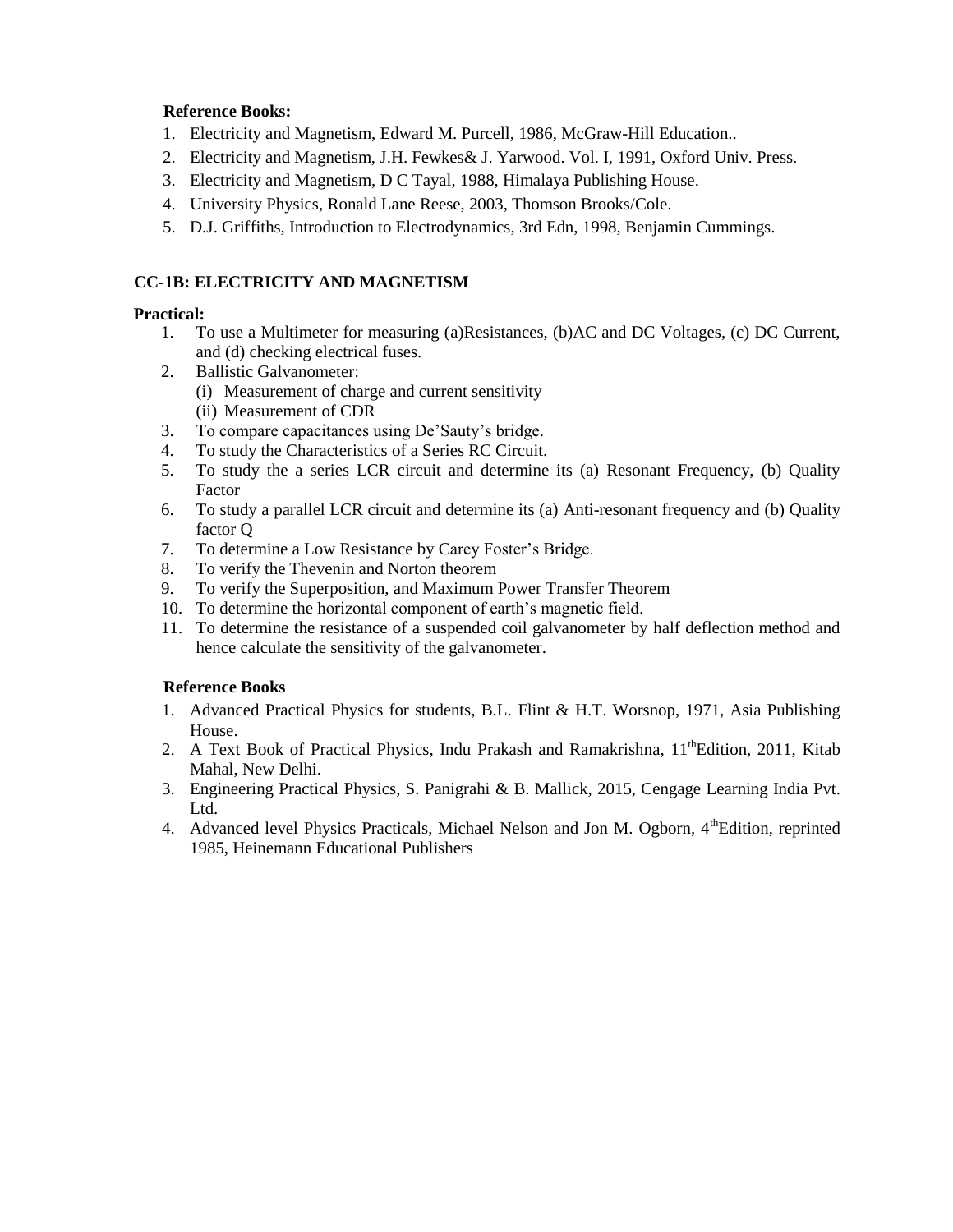**Reference Books:**

1. Electricity and Magnetism, Edward M. Purcell, 1986, McGraw-Hill Education..
2. Electricity and Magnetism, J.H. Fewkes& J. Yarwood. Vol. I, 1991, Oxford Univ. Press.
3. Electricity and Magnetism, D C Tayal, 1988, Himalaya Publishing House.
4. University Physics, Ronald Lane Reese, 2003, Thomson Brooks/Cole.
5. D.J. Griffiths, Introduction to Electrodynamics, 3rd Edn, 1998, Benjamin Cummings.

## CC-1B: ELECTRICITY AND MAGNETISM

**Practical:**

1. To use a Multimeter for measuring (a)Resistances, (b)AC and DC Voltages, (c) DC Current, and (d) checking electrical fuses.
2. Ballistic Galvanometer:
   (i) Measurement of charge and current sensitivity
   (ii) Measurement of CDR
3. To compare capacitances using De'Sauty's bridge.
4. To study the Characteristics of a Series RC Circuit.
5. To study the a series LCR circuit and determine its (a) Resonant Frequency, (b) Quality Factor
6. To study a parallel LCR circuit and determine its (a) Anti-resonant frequency and (b) Quality factor Q
7. To determine a Low Resistance by Carey Foster's Bridge.
8. To verify the Thevenin and Norton theorem
9. To verify the Superposition, and Maximum Power Transfer Theorem
10. To determine the horizontal component of earth's magnetic field.
11. To determine the resistance of a suspended coil galvanometer by half deflection method and hence calculate the sensitivity of the galvanometer.

**Reference Books**

1. Advanced Practical Physics for students, B.L. Flint & H.T. Worsnop, 1971, Asia Publishing House.
2. A Text Book of Practical Physics, Indu Prakash and Ramakrishna, 11th Edition, 2011, Kitab Mahal, New Delhi.
3. Engineering Practical Physics, S. Panigrahi & B. Mallick, 2015, Cengage Learning India Pvt. Ltd.
4. Advanced level Physics Practicals, Michael Nelson and Jon M. Ogborn, 4th Edition, reprinted 1985, Heinemann Educational Publishers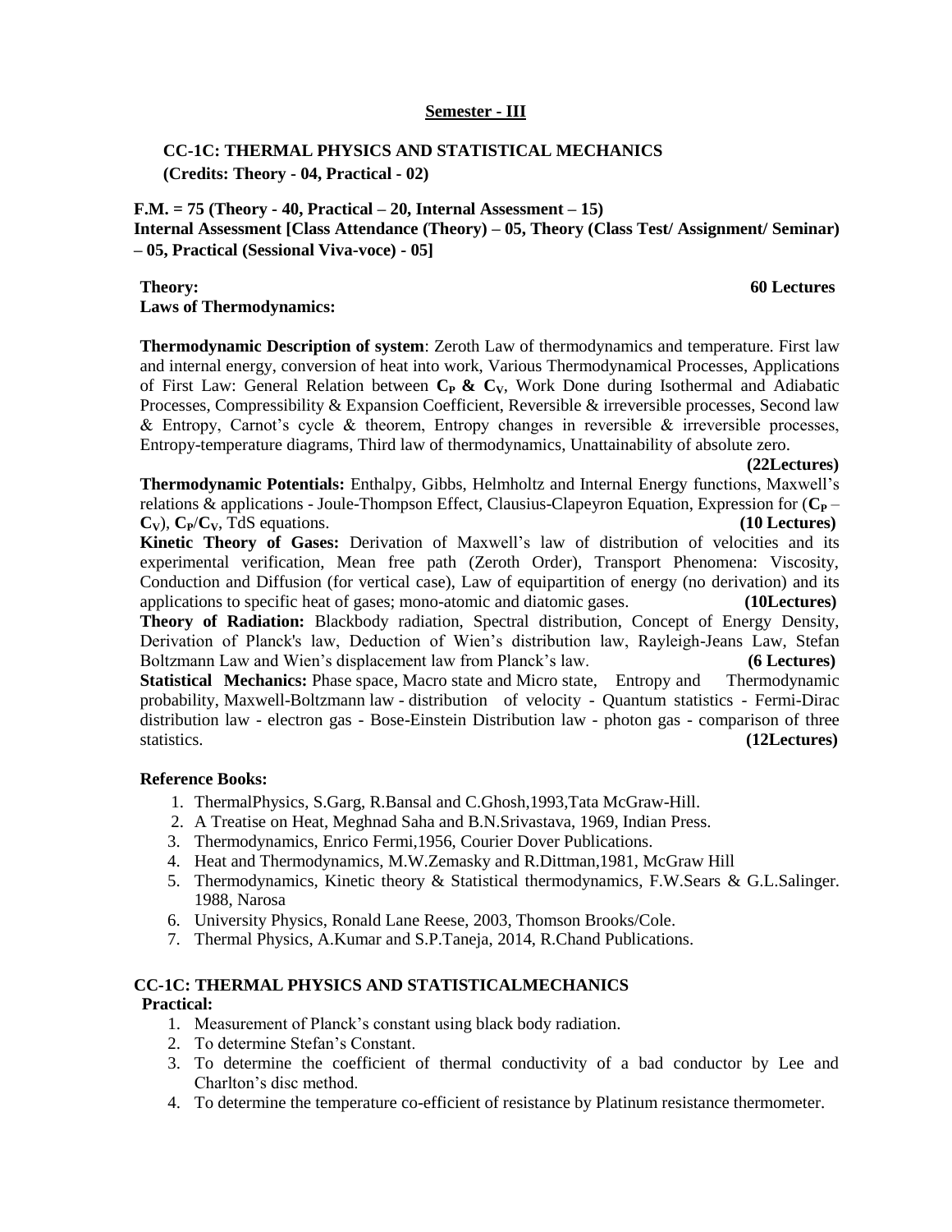## Semester - III

### CC-1C: THERMAL PHYSICS AND STATISTICAL MECHANICS
**(Credits: Theory - 04, Practical - 02)**

**F.M. = 75 (Theory - 40, Practical – 20, Internal Assessment – 15)**
**Internal Assessment [Class Attendance (Theory) – 05, Theory (Class Test/ Assignment/ Seminar) – 05, Practical (Sessional Viva-voce) - 05]**

**Theory:** **60 Lectures**
**Laws of Thermodynamics:**

**Thermodynamic Description of system**: Zeroth Law of thermodynamics and temperature. First law and internal energy, conversion of heat into work, Various Thermodynamical Processes, Applications of First Law: General Relation between $C_P$ **&** $C_V$, Work Done during Isothermal and Adiabatic Processes, Compressibility & Expansion Coefficient, Reversible & irreversible processes, Second law & Entropy, Carnot's cycle & theorem, Entropy changes in reversible & irreversible processes, Entropy-temperature diagrams, Third law of thermodynamics, Unattainability of absolute zero. **(22Lectures)**

**Thermodynamic Potentials:** Enthalpy, Gibbs, Helmholtz and Internal Energy functions, Maxwell's relations & applications - Joule-Thompson Effect, Clausius-Clapeyron Equation, Expression for ($C_P - C_V$), $C_P/C_V$, TdS equations. **(10 Lectures)**

**Kinetic Theory of Gases:** Derivation of Maxwell's law of distribution of velocities and its experimental verification, Mean free path (Zeroth Order), Transport Phenomena: Viscosity, Conduction and Diffusion (for vertical case), Law of equipartition of energy (no derivation) and its applications to specific heat of gases; mono-atomic and diatomic gases. **(10Lectures)**

**Theory of Radiation:** Blackbody radiation, Spectral distribution, Concept of Energy Density, Derivation of Planck's law, Deduction of Wien's distribution law, Rayleigh-Jeans Law, Stefan Boltzmann Law and Wien's displacement law from Planck's law. **(6 Lectures)**

**Statistical Mechanics:** Phase space, Macro state and Micro state, Entropy and Thermodynamic probability, Maxwell-Boltzmann law - distribution of velocity - Quantum statistics - Fermi-Dirac distribution law - electron gas - Bose-Einstein Distribution law - photon gas - comparison of three statistics. **(12Lectures)**

**Reference Books:**

1. ThermalPhysics, S.Garg, R.Bansal and C.Ghosh,1993,Tata McGraw-Hill.
2. A Treatise on Heat, Meghnad Saha and B.N.Srivastava, 1969, Indian Press.
3. Thermodynamics, Enrico Fermi,1956, Courier Dover Publications.
4. Heat and Thermodynamics, M.W.Zemasky and R.Dittman,1981, McGraw Hill
5. Thermodynamics, Kinetic theory & Statistical thermodynamics, F.W.Sears & G.L.Salinger. 1988, Narosa
6. University Physics, Ronald Lane Reese, 2003, Thomson Brooks/Cole.
7. Thermal Physics, A.Kumar and S.P.Taneja, 2014, R.Chand Publications.

### CC-1C: THERMAL PHYSICS AND STATISTICALMECHANICS
**Practical:**

1. Measurement of Planck's constant using black body radiation.
2. To determine Stefan's Constant.
3. To determine the coefficient of thermal conductivity of a bad conductor by Lee and Charlton's disc method.
4. To determine the temperature co-efficient of resistance by Platinum resistance thermometer.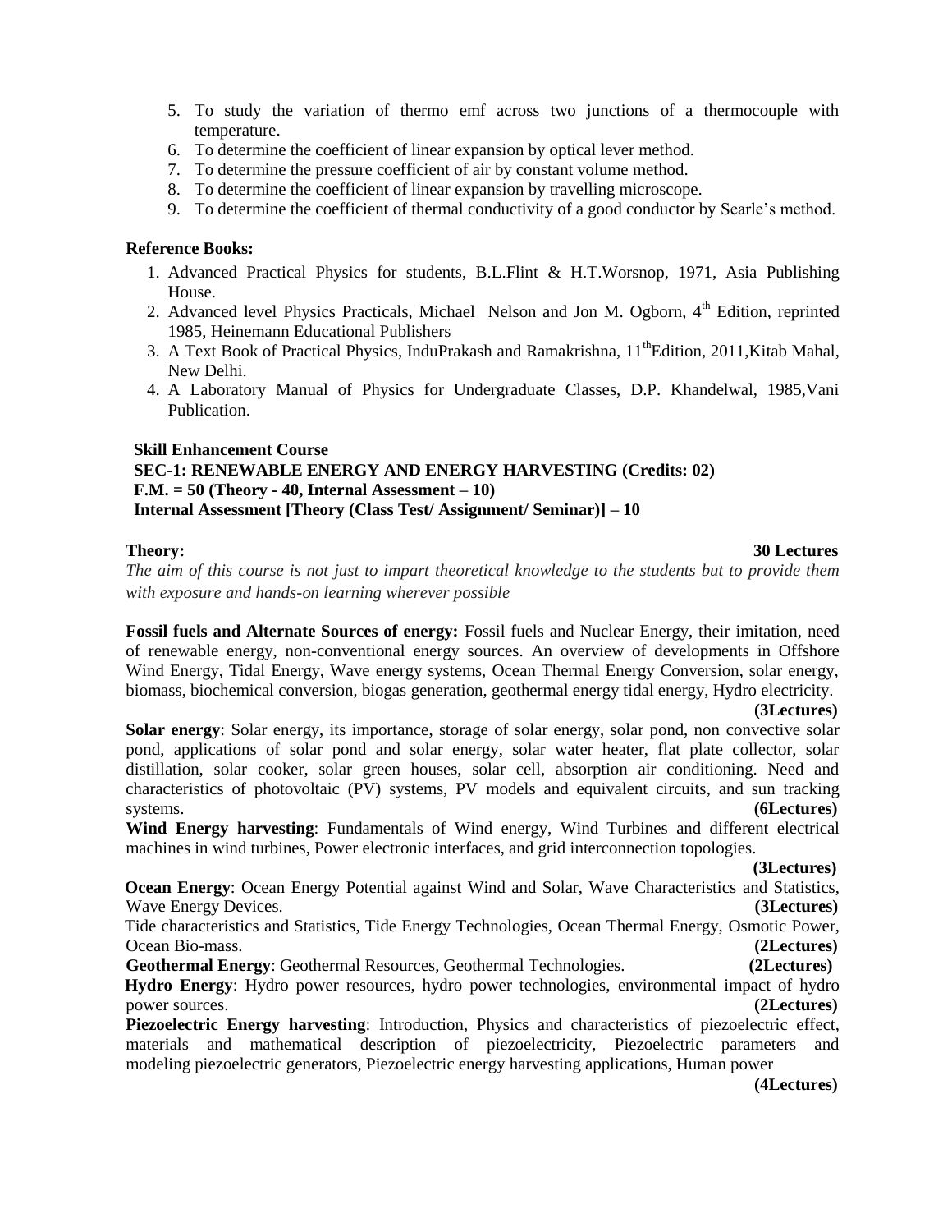5. To study the variation of thermo emf across two junctions of a thermocouple with temperature.
6. To determine the coefficient of linear expansion by optical lever method.
7. To determine the pressure coefficient of air by constant volume method.
8. To determine the coefficient of linear expansion by travelling microscope.
9. To determine the coefficient of thermal conductivity of a good conductor by Searle's method.

**Reference Books:**

1. Advanced Practical Physics for students, B.L.Flint & H.T.Worsnop, 1971, Asia Publishing House.
2. Advanced level Physics Practicals, Michael Nelson and Jon M. Ogborn, 4th Edition, reprinted 1985, Heinemann Educational Publishers
3. A Text Book of Practical Physics, InduPrakash and Ramakrishna, 11thEdition, 2011,Kitab Mahal, New Delhi.
4. A Laboratory Manual of Physics for Undergraduate Classes, D.P. Khandelwal, 1985,Vani Publication.

**Skill Enhancement Course**

**SEC-1: RENEWABLE ENERGY AND ENERGY HARVESTING (Credits: 02)**

**F.M. = 50 (Theory - 40, Internal Assessment – 10)**

**Internal Assessment [Theory (Class Test/ Assignment/ Seminar)] – 10**

**Theory: 30 Lectures**

*The aim of this course is not just to impart theoretical knowledge to the students but to provide them with exposure and hands-on learning wherever possible*

**Fossil fuels and Alternate Sources of energy:** Fossil fuels and Nuclear Energy, their imitation, need of renewable energy, non-conventional energy sources. An overview of developments in Offshore Wind Energy, Tidal Energy, Wave energy systems, Ocean Thermal Energy Conversion, solar energy, biomass, biochemical conversion, biogas generation, geothermal energy tidal energy, Hydro electricity. **(3Lectures)**

**Solar energy**: Solar energy, its importance, storage of solar energy, solar pond, non convective solar pond, applications of solar pond and solar energy, solar water heater, flat plate collector, solar distillation, solar cooker, solar green houses, solar cell, absorption air conditioning. Need and characteristics of photovoltaic (PV) systems, PV models and equivalent circuits, and sun tracking systems. **(6Lectures)**

**Wind Energy harvesting**: Fundamentals of Wind energy, Wind Turbines and different electrical machines in wind turbines, Power electronic interfaces, and grid interconnection topologies. **(3Lectures)**

**Ocean Energy**: Ocean Energy Potential against Wind and Solar, Wave Characteristics and Statistics, Wave Energy Devices. **(3Lectures)**

Tide characteristics and Statistics, Tide Energy Technologies, Ocean Thermal Energy, Osmotic Power, Ocean Bio-mass. **(2Lectures)**

**Geothermal Energy**: Geothermal Resources, Geothermal Technologies. **(2Lectures)**

**Hydro Energy**: Hydro power resources, hydro power technologies, environmental impact of hydro power sources. **(2Lectures)**

**Piezoelectric Energy harvesting**: Introduction, Physics and characteristics of piezoelectric effect, materials and mathematical description of piezoelectricity, Piezoelectric parameters and modeling piezoelectric generators, Piezoelectric energy harvesting applications, Human power **(4Lectures)**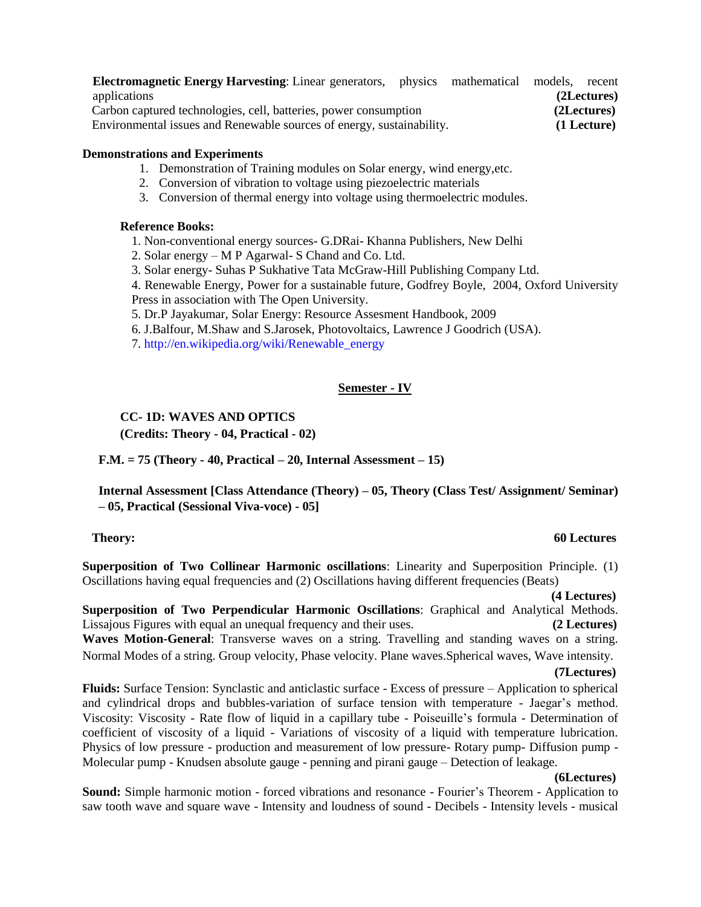**Electromagnetic Energy Harvesting**: Linear generators, physics mathematical models, recent applications **(2Lectures)**

Carbon captured technologies, cell, batteries, power consumption **(2Lectures)**

Environmental issues and Renewable sources of energy, sustainability. **(1 Lecture)**

**Demonstrations and Experiments**

1. Demonstration of Training modules on Solar energy, wind energy,etc.
2. Conversion of vibration to voltage using piezoelectric materials
3. Conversion of thermal energy into voltage using thermoelectric modules.

**Reference Books:**

1. Non-conventional energy sources- G.DRai- Khanna Publishers, New Delhi
2. Solar energy – M P Agarwal- S Chand and Co. Ltd.
3. Solar energy- Suhas P Sukhative Tata McGraw-Hill Publishing Company Ltd.
4. Renewable Energy, Power for a sustainable future, Godfrey Boyle, 2004, Oxford University Press in association with The Open University.
5. Dr.P Jayakumar, Solar Energy: Resource Assesment Handbook, 2009
6. J.Balfour, M.Shaw and S.Jarosek, Photovoltaics, Lawrence J Goodrich (USA).
7. http://en.wikipedia.org/wiki/Renewable_energy

## Semester - IV

### CC- 1D: WAVES AND OPTICS

**(Credits: Theory - 04, Practical - 02)**

**F.M. = 75 (Theory - 40, Practical – 20, Internal Assessment – 15)**

**Internal Assessment [Class Attendance (Theory) – 05, Theory (Class Test/ Assignment/ Seminar) – 05, Practical (Sessional Viva-voce) - 05]**

**Theory:** **60 Lectures**

**Superposition of Two Collinear Harmonic oscillations**: Linearity and Superposition Principle. (1) Oscillations having equal frequencies and (2) Oscillations having different frequencies (Beats) **(4 Lectures)**

**Superposition of Two Perpendicular Harmonic Oscillations**: Graphical and Analytical Methods. Lissajous Figures with equal an unequal frequency and their uses. **(2 Lectures)**

**Waves Motion-General**: Transverse waves on a string. Travelling and standing waves on a string. Normal Modes of a string. Group velocity, Phase velocity. Plane waves.Spherical waves, Wave intensity. **(7Lectures)**

**Fluids:** Surface Tension: Synclastic and anticlastic surface - Excess of pressure – Application to spherical and cylindrical drops and bubbles-variation of surface tension with temperature - Jaegar's method. Viscosity: Viscosity - Rate flow of liquid in a capillary tube - Poiseuille's formula - Determination of coefficient of viscosity of a liquid - Variations of viscosity of a liquid with temperature lubrication. Physics of low pressure - production and measurement of low pressure- Rotary pump- Diffusion pump - Molecular pump - Knudsen absolute gauge - penning and pirani gauge – Detection of leakage. **(6Lectures)**

**Sound:** Simple harmonic motion - forced vibrations and resonance - Fourier's Theorem - Application to saw tooth wave and square wave - Intensity and loudness of sound - Decibels - Intensity levels - musical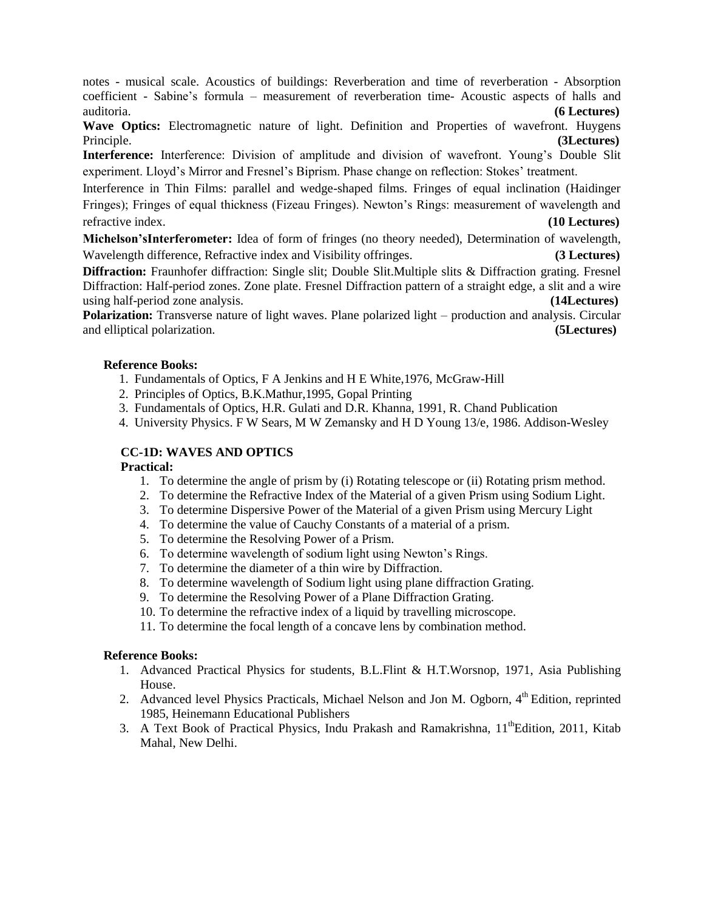notes - musical scale. Acoustics of buildings: Reverberation and time of reverberation - Absorption coefficient - Sabine's formula – measurement of reverberation time- Acoustic aspects of halls and auditoria. **(6 Lectures)**

**Wave Optics:** Electromagnetic nature of light. Definition and Properties of wavefront. Huygens Principle. **(3Lectures)**

**Interference:** Interference: Division of amplitude and division of wavefront. Young's Double Slit experiment. Lloyd's Mirror and Fresnel's Biprism. Phase change on reflection: Stokes' treatment.

Interference in Thin Films: parallel and wedge-shaped films. Fringes of equal inclination (Haidinger Fringes); Fringes of equal thickness (Fizeau Fringes). Newton's Rings: measurement of wavelength and refractive index. **(10 Lectures)**

**Michelson'sInterferometer:** Idea of form of fringes (no theory needed), Determination of wavelength, Wavelength difference, Refractive index and Visibility offringes. **(3 Lectures)**

**Diffraction:** Fraunhofer diffraction: Single slit; Double Slit.Multiple slits & Diffraction grating. Fresnel Diffraction: Half-period zones. Zone plate. Fresnel Diffraction pattern of a straight edge, a slit and a wire using half-period zone analysis. **(14Lectures)**

**Polarization:** Transverse nature of light waves. Plane polarized light – production and analysis. Circular and elliptical polarization. **(5Lectures)**

**Reference Books:**

1. Fundamentals of Optics, F A Jenkins and H E White,1976, McGraw-Hill
2. Principles of Optics, B.K.Mathur,1995, Gopal Printing
3. Fundamentals of Optics, H.R. Gulati and D.R. Khanna, 1991, R. Chand Publication
4. University Physics. F W Sears, M W Zemansky and H D Young 13/e, 1986. Addison-Wesley

### CC-1D: WAVES AND OPTICS

**Practical:**

1. To determine the angle of prism by (i) Rotating telescope or (ii) Rotating prism method.
2. To determine the Refractive Index of the Material of a given Prism using Sodium Light.
3. To determine Dispersive Power of the Material of a given Prism using Mercury Light
4. To determine the value of Cauchy Constants of a material of a prism.
5. To determine the Resolving Power of a Prism.
6. To determine wavelength of sodium light using Newton's Rings.
7. To determine the diameter of a thin wire by Diffraction.
8. To determine wavelength of Sodium light using plane diffraction Grating.
9. To determine the Resolving Power of a Plane Diffraction Grating.
10. To determine the refractive index of a liquid by travelling microscope.
11. To determine the focal length of a concave lens by combination method.

**Reference Books:**

1. Advanced Practical Physics for students, B.L.Flint & H.T.Worsnop, 1971, Asia Publishing House.
2. Advanced level Physics Practicals, Michael Nelson and Jon M. Ogborn, 4th Edition, reprinted 1985, Heinemann Educational Publishers
3. A Text Book of Practical Physics, Indu Prakash and Ramakrishna, 11thEdition, 2011, Kitab Mahal, New Delhi.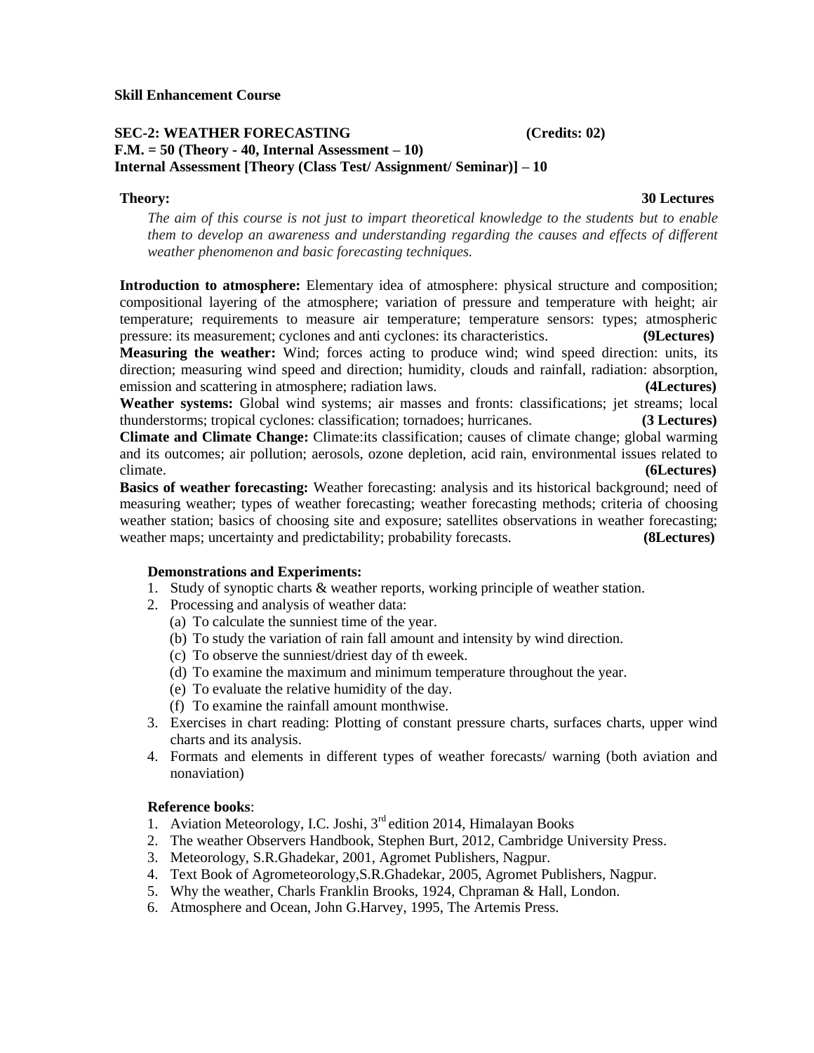**Skill Enhancement Course**

**SEC-2: WEATHER FORECASTING (Credits: 02)**
**F.M. = 50 (Theory - 40, Internal Assessment – 10)**
**Internal Assessment [Theory (Class Test/ Assignment/ Seminar)] – 10**

**Theory: 30 Lectures**

*The aim of this course is not just to impart theoretical knowledge to the students but to enable them to develop an awareness and understanding regarding the causes and effects of different weather phenomenon and basic forecasting techniques.*

**Introduction to atmosphere:** Elementary idea of atmosphere: physical structure and composition; compositional layering of the atmosphere; variation of pressure and temperature with height; air temperature; requirements to measure air temperature; temperature sensors: types; atmospheric pressure: its measurement; cyclones and anti cyclones: its characteristics. **(9Lectures)**

**Measuring the weather:** Wind; forces acting to produce wind; wind speed direction: units, its direction; measuring wind speed and direction; humidity, clouds and rainfall, radiation: absorption, emission and scattering in atmosphere; radiation laws. **(4Lectures)**

**Weather systems:** Global wind systems; air masses and fronts: classifications; jet streams; local thunderstorms; tropical cyclones: classification; tornadoes; hurricanes. **(3 Lectures)**

**Climate and Climate Change:** Climate:its classification; causes of climate change; global warming and its outcomes; air pollution; aerosols, ozone depletion, acid rain, environmental issues related to climate. **(6Lectures)**

**Basics of weather forecasting:** Weather forecasting: analysis and its historical background; need of measuring weather; types of weather forecasting; weather forecasting methods; criteria of choosing weather station; basics of choosing site and exposure; satellites observations in weather forecasting; weather maps; uncertainty and predictability; probability forecasts. **(8Lectures)**

**Demonstrations and Experiments:**

1. Study of synoptic charts & weather reports, working principle of weather station.
2. Processing and analysis of weather data:
   (a) To calculate the sunniest time of the year.
   (b) To study the variation of rain fall amount and intensity by wind direction.
   (c) To observe the sunniest/driest day of th eweek.
   (d) To examine the maximum and minimum temperature throughout the year.
   (e) To evaluate the relative humidity of the day.
   (f) To examine the rainfall amount monthwise.
3. Exercises in chart reading: Plotting of constant pressure charts, surfaces charts, upper wind charts and its analysis.
4. Formats and elements in different types of weather forecasts/ warning (both aviation and nonaviation)

**Reference books**:

1. Aviation Meteorology, I.C. Joshi, 3rd edition 2014, Himalayan Books
2. The weather Observers Handbook, Stephen Burt, 2012, Cambridge University Press.
3. Meteorology, S.R.Ghadekar, 2001, Agromet Publishers, Nagpur.
4. Text Book of Agrometeorology,S.R.Ghadekar, 2005, Agromet Publishers, Nagpur.
5. Why the weather, Charls Franklin Brooks, 1924, Chpraman & Hall, London.
6. Atmosphere and Ocean, John G.Harvey, 1995, The Artemis Press.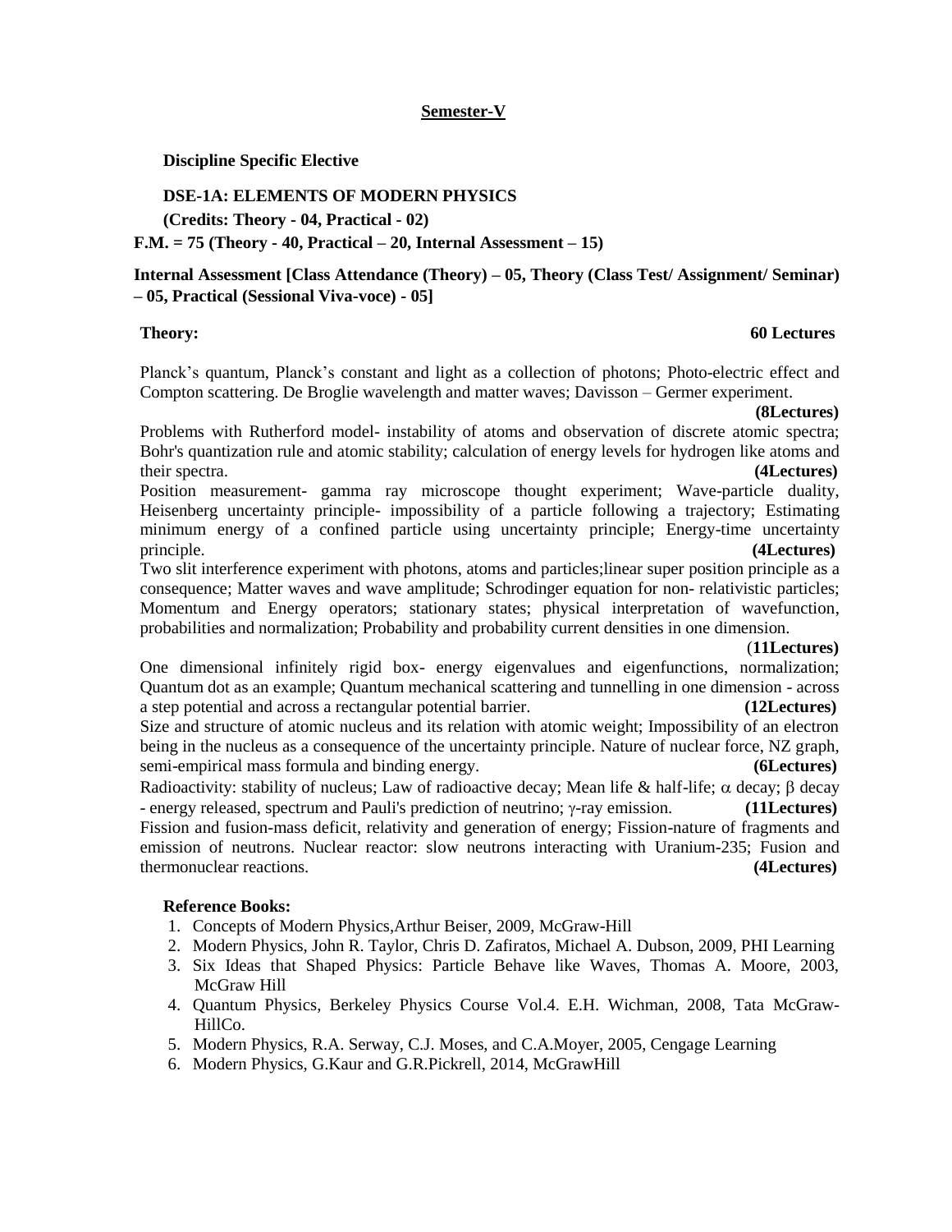## Semester-V

**Discipline Specific Elective**

**DSE-1A: ELEMENTS OF MODERN PHYSICS**

**(Credits: Theory - 04, Practical - 02)**

**F.M. = 75 (Theory - 40, Practical – 20, Internal Assessment – 15)**

**Internal Assessment [Class Attendance (Theory) – 05, Theory (Class Test/ Assignment/ Seminar) – 05, Practical (Sessional Viva-voce) - 05]**

**Theory:** **60 Lectures**

Planck's quantum, Planck's constant and light as a collection of photons; Photo-electric effect and Compton scattering. De Broglie wavelength and matter waves; Davisson – Germer experiment. **(8Lectures)**

Problems with Rutherford model- instability of atoms and observation of discrete atomic spectra; Bohr's quantization rule and atomic stability; calculation of energy levels for hydrogen like atoms and their spectra. **(4Lectures)**

Position measurement- gamma ray microscope thought experiment; Wave-particle duality, Heisenberg uncertainty principle- impossibility of a particle following a trajectory; Estimating minimum energy of a confined particle using uncertainty principle; Energy-time uncertainty principle. **(4Lectures)**

Two slit interference experiment with photons, atoms and particles;linear super position principle as a consequence; Matter waves and wave amplitude; Schrodinger equation for non- relativistic particles; Momentum and Energy operators; stationary states; physical interpretation of wavefunction, probabilities and normalization; Probability and probability current densities in one dimension. (**11Lectures)**

One dimensional infinitely rigid box- energy eigenvalues and eigenfunctions, normalization; Quantum dot as an example; Quantum mechanical scattering and tunnelling in one dimension - across a step potential and across a rectangular potential barrier. **(12Lectures)**

Size and structure of atomic nucleus and its relation with atomic weight; Impossibility of an electron being in the nucleus as a consequence of the uncertainty principle. Nature of nuclear force, NZ graph, semi-empirical mass formula and binding energy. **(6Lectures)**

Radioactivity: stability of nucleus; Law of radioactive decay; Mean life & half-life; $\alpha$ decay; $\beta$ decay - energy released, spectrum and Pauli's prediction of neutrino; $\gamma$-ray emission. **(11Lectures)**

Fission and fusion-mass deficit, relativity and generation of energy; Fission-nature of fragments and emission of neutrons. Nuclear reactor: slow neutrons interacting with Uranium-235; Fusion and thermonuclear reactions. **(4Lectures)**

**Reference Books:**

1. Concepts of Modern Physics,Arthur Beiser, 2009, McGraw-Hill
2. Modern Physics, John R. Taylor, Chris D. Zafiratos, Michael A. Dubson, 2009, PHI Learning
3. Six Ideas that Shaped Physics: Particle Behave like Waves, Thomas A. Moore, 2003, McGraw Hill
4. Quantum Physics, Berkeley Physics Course Vol.4. E.H. Wichman, 2008, Tata McGraw-HillCo.
5. Modern Physics, R.A. Serway, C.J. Moses, and C.A.Moyer, 2005, Cengage Learning
6. Modern Physics, G.Kaur and G.R.Pickrell, 2014, McGrawHill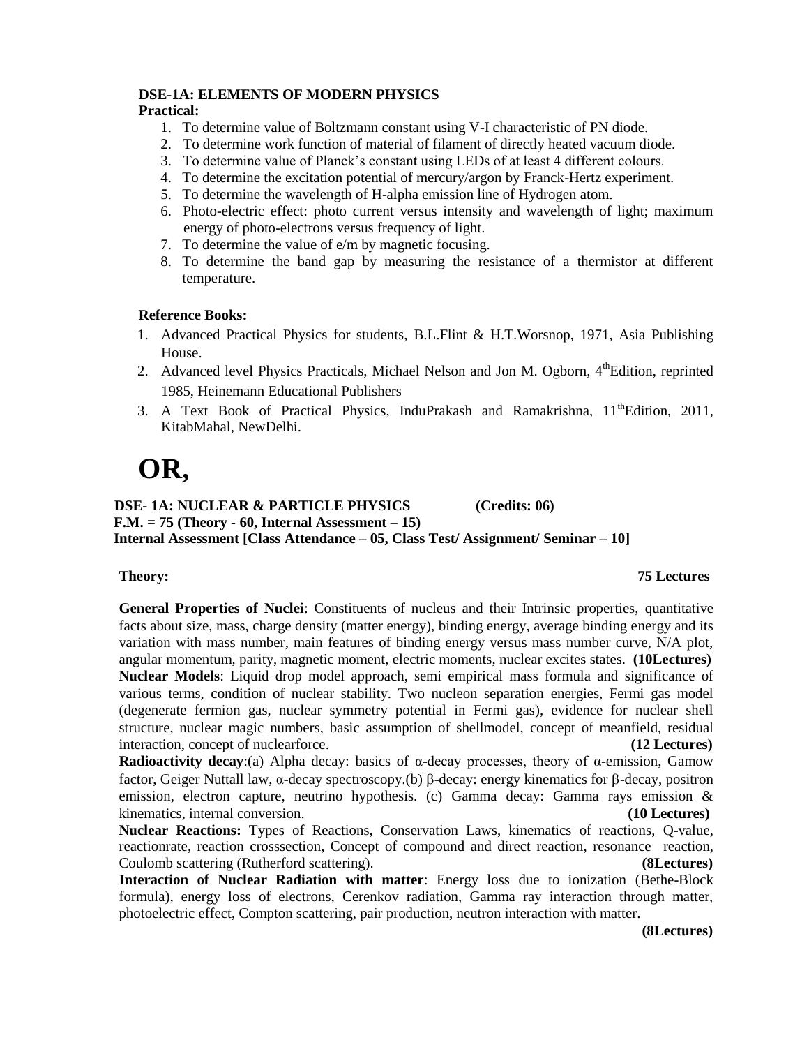**DSE-1A: ELEMENTS OF MODERN PHYSICS**

**Practical:**

1. To determine value of Boltzmann constant using V-I characteristic of PN diode.
2. To determine work function of material of filament of directly heated vacuum diode.
3. To determine value of Planck's constant using LEDs of at least 4 different colours.
4. To determine the excitation potential of mercury/argon by Franck-Hertz experiment.
5. To determine the wavelength of H-alpha emission line of Hydrogen atom.
6. Photo-electric effect: photo current versus intensity and wavelength of light; maximum energy of photo-electrons versus frequency of light.
7. To determine the value of e/m by magnetic focusing.
8. To determine the band gap by measuring the resistance of a thermistor at different temperature.

**Reference Books:**

1. Advanced Practical Physics for students, B.L.Flint & H.T.Worsnop, 1971, Asia Publishing House.
2. Advanced level Physics Practicals, Michael Nelson and Jon M. Ogborn, 4thEdition, reprinted 1985, Heinemann Educational Publishers
3. A Text Book of Practical Physics, InduPrakash and Ramakrishna, 11thEdition, 2011, KitabMahal, NewDelhi.

# OR,

**DSE- 1A: NUCLEAR & PARTICLE PHYSICS (Credits: 06)**
**F.M. = 75 (Theory - 60, Internal Assessment – 15)**
**Internal Assessment [Class Attendance – 05, Class Test/ Assignment/ Seminar – 10]**

**Theory: 75 Lectures**

**General Properties of Nuclei**: Constituents of nucleus and their Intrinsic properties, quantitative facts about size, mass, charge density (matter energy), binding energy, average binding energy and its variation with mass number, main features of binding energy versus mass number curve, N/A plot, angular momentum, parity, magnetic moment, electric moments, nuclear excites states. **(10Lectures)**

**Nuclear Models**: Liquid drop model approach, semi empirical mass formula and significance of various terms, condition of nuclear stability. Two nucleon separation energies, Fermi gas model (degenerate fermion gas, nuclear symmetry potential in Fermi gas), evidence for nuclear shell structure, nuclear magic numbers, basic assumption of shellmodel, concept of meanfield, residual interaction, concept of nuclearforce. **(12 Lectures)**

**Radioactivity decay**:(a) Alpha decay: basics of $\alpha$-decay processes, theory of $\alpha$-emission, Gamow factor, Geiger Nuttall law, $\alpha$-decay spectroscopy.(b) $\beta$-decay: energy kinematics for $\beta$-decay, positron emission, electron capture, neutrino hypothesis. (c) Gamma decay: Gamma rays emission & kinematics, internal conversion. **(10 Lectures)**

**Nuclear Reactions:** Types of Reactions, Conservation Laws, kinematics of reactions, Q-value, reactionrate, reaction crosssection, Concept of compound and direct reaction, resonance reaction, Coulomb scattering (Rutherford scattering). **(8Lectures)**

**Interaction of Nuclear Radiation with matter**: Energy loss due to ionization (Bethe-Block formula), energy loss of electrons, Cerenkov radiation, Gamma ray interaction through matter, photoelectric effect, Compton scattering, pair production, neutron interaction with matter. **(8Lectures)**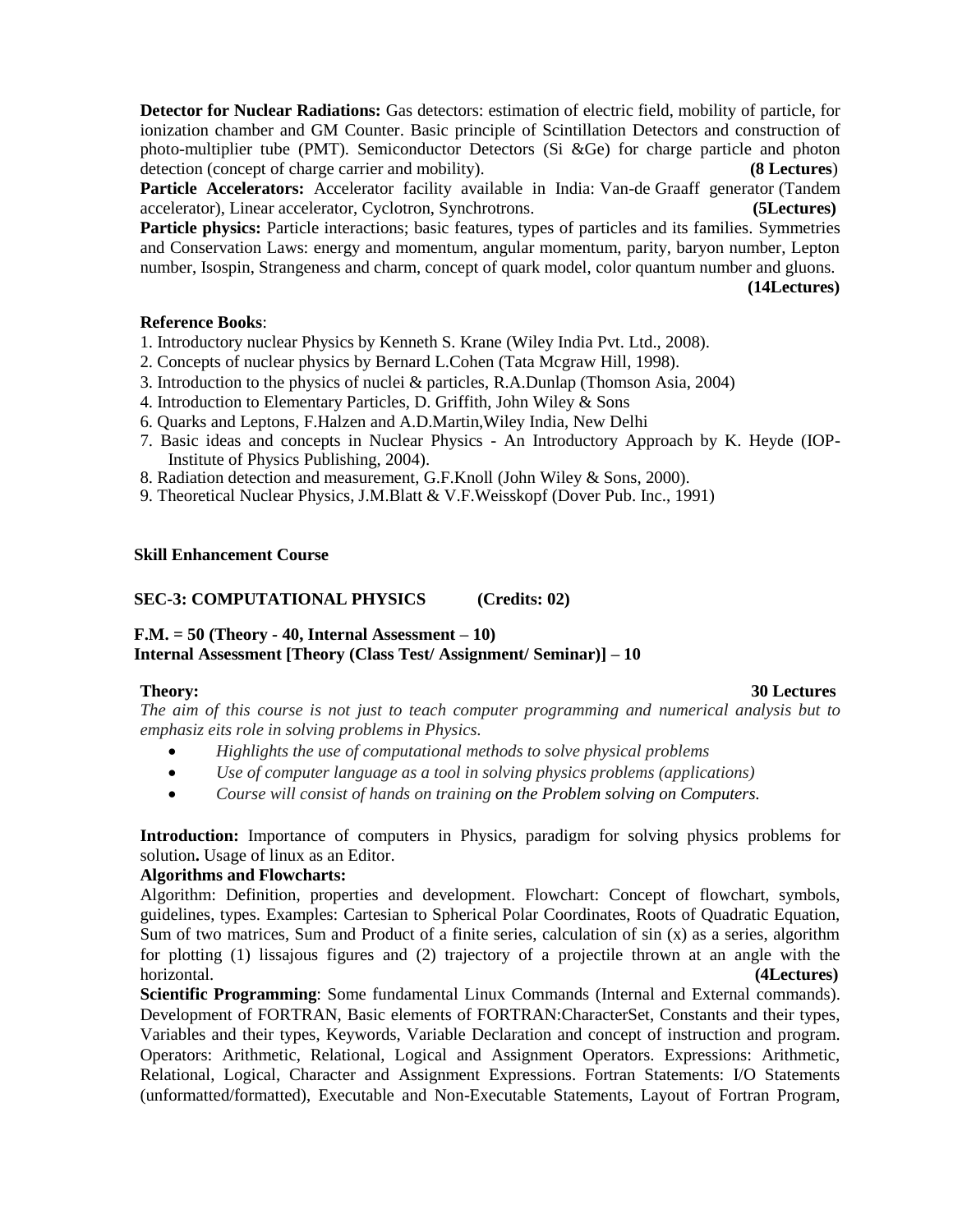**Detector for Nuclear Radiations:** Gas detectors: estimation of electric field, mobility of particle, for ionization chamber and GM Counter. Basic principle of Scintillation Detectors and construction of photo-multiplier tube (PMT). Semiconductor Detectors (Si &Ge) for charge particle and photon detection (concept of charge carrier and mobility). **(8 Lectures**)

**Particle Accelerators:** Accelerator facility available in India: Van-de Graaff generator (Tandem accelerator), Linear accelerator, Cyclotron, Synchrotrons. **(5Lectures)**

**Particle physics:** Particle interactions; basic features, types of particles and its families. Symmetries and Conservation Laws: energy and momentum, angular momentum, parity, baryon number, Lepton number, Isospin, Strangeness and charm, concept of quark model, color quantum number and gluons. **(14Lectures)**

**Reference Books**:

1. Introductory nuclear Physics by Kenneth S. Krane (Wiley India Pvt. Ltd., 2008).
2. Concepts of nuclear physics by Bernard L.Cohen (Tata Mcgraw Hill, 1998).
3. Introduction to the physics of nuclei & particles, R.A.Dunlap (Thomson Asia, 2004)
4. Introduction to Elementary Particles, D. Griffith, John Wiley & Sons
6. Quarks and Leptons, F.Halzen and A.D.Martin,Wiley India, New Delhi
7. Basic ideas and concepts in Nuclear Physics - An Introductory Approach by K. Heyde (IOP-Institute of Physics Publishing, 2004).
8. Radiation detection and measurement, G.F.Knoll (John Wiley & Sons, 2000).
9. Theoretical Nuclear Physics, J.M.Blatt & V.F.Weisskopf (Dover Pub. Inc., 1991)

**Skill Enhancement Course**

**SEC-3: COMPUTATIONAL PHYSICS (Credits: 02)**

**F.M. = 50 (Theory - 40, Internal Assessment – 10)**
**Internal Assessment [Theory (Class Test/ Assignment/ Seminar)] – 10**

**Theory:** **30 Lectures**

*The aim of this course is not just to teach computer programming and numerical analysis but to emphasiz eits role in solving problems in Physics.*

- *Highlights the use of computational methods to solve physical problems*
- *Use of computer language as a tool in solving physics problems (applications)*
- *Course will consist of hands on training on the Problem solving on Computers.*

**Introduction:** Importance of computers in Physics, paradigm for solving physics problems for solution**.** Usage of linux as an Editor.

**Algorithms and Flowcharts:**

Algorithm: Definition, properties and development. Flowchart: Concept of flowchart, symbols, guidelines, types. Examples: Cartesian to Spherical Polar Coordinates, Roots of Quadratic Equation, Sum of two matrices, Sum and Product of a finite series, calculation of sin (x) as a series, algorithm for plotting (1) lissajous figures and (2) trajectory of a projectile thrown at an angle with the horizontal. **(4Lectures)**

**Scientific Programming**: Some fundamental Linux Commands (Internal and External commands). Development of FORTRAN, Basic elements of FORTRAN:CharacterSet, Constants and their types, Variables and their types, Keywords, Variable Declaration and concept of instruction and program. Operators: Arithmetic, Relational, Logical and Assignment Operators. Expressions: Arithmetic, Relational, Logical, Character and Assignment Expressions. Fortran Statements: I/O Statements (unformatted/formatted), Executable and Non-Executable Statements, Layout of Fortran Program,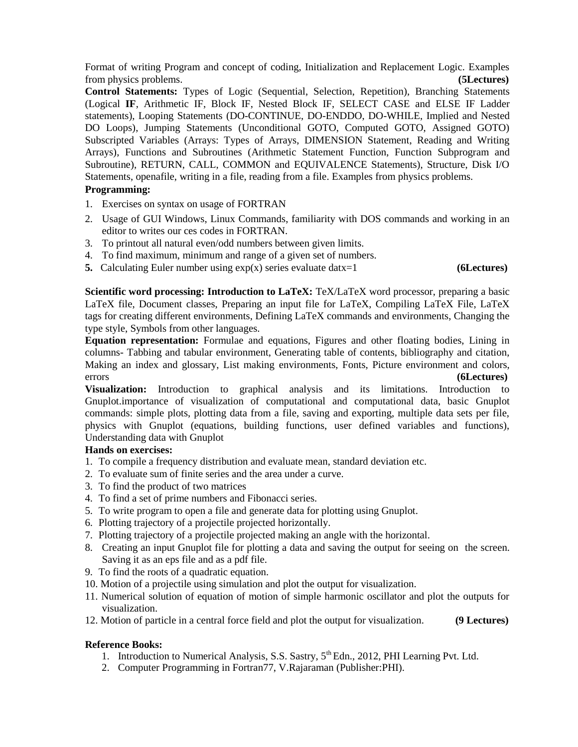Format of writing Program and concept of coding, Initialization and Replacement Logic. Examples from physics problems. **(5Lectures)**

**Control Statements:** Types of Logic (Sequential, Selection, Repetition), Branching Statements (Logical **IF**, Arithmetic IF, Block IF, Nested Block IF, SELECT CASE and ELSE IF Ladder statements), Looping Statements (DO-CONTINUE, DO-ENDDO, DO-WHILE, Implied and Nested DO Loops), Jumping Statements (Unconditional GOTO, Computed GOTO, Assigned GOTO) Subscripted Variables (Arrays: Types of Arrays, DIMENSION Statement, Reading and Writing Arrays), Functions and Subroutines (Arithmetic Statement Function, Function Subprogram and Subroutine), RETURN, CALL, COMMON and EQUIVALENCE Statements), Structure, Disk I/O Statements, openafile, writing in a file, reading from a file. Examples from physics problems.

**Programming:**

1. Exercises on syntax on usage of FORTRAN
2. Usage of GUI Windows, Linux Commands, familiarity with DOS commands and working in an editor to writes our ces codes in FORTRAN.
3. To printout all natural even/odd numbers between given limits.
4. To find maximum, minimum and range of a given set of numbers.
5. Calculating Euler number using exp(x) series evaluate datx=1 **(6Lectures)**

**Scientific word processing: Introduction to LaTeX:** TeX/LaTeX word processor, preparing a basic LaTeX file, Document classes, Preparing an input file for LaTeX, Compiling LaTeX File, LaTeX tags for creating different environments, Defining LaTeX commands and environments, Changing the type style, Symbols from other languages.

**Equation representation:** Formulae and equations, Figures and other floating bodies, Lining in columns- Tabbing and tabular environment, Generating table of contents, bibliography and citation, Making an index and glossary, List making environments, Fonts, Picture environment and colors, errors **(6Lectures)**

**Visualization:** Introduction to graphical analysis and its limitations. Introduction to Gnuplot.importance of visualization of computational and computational data, basic Gnuplot commands: simple plots, plotting data from a file, saving and exporting, multiple data sets per file, physics with Gnuplot (equations, building functions, user defined variables and functions), Understanding data with Gnuplot

**Hands on exercises:**

1. To compile a frequency distribution and evaluate mean, standard deviation etc.
2. To evaluate sum of finite series and the area under a curve.
3. To find the product of two matrices
4. To find a set of prime numbers and Fibonacci series.
5. To write program to open a file and generate data for plotting using Gnuplot.
6. Plotting trajectory of a projectile projected horizontally.
7. Plotting trajectory of a projectile projected making an angle with the horizontal.
8. Creating an input Gnuplot file for plotting a data and saving the output for seeing on the screen. Saving it as an eps file and as a pdf file.
9. To find the roots of a quadratic equation.
10. Motion of a projectile using simulation and plot the output for visualization.
11. Numerical solution of equation of motion of simple harmonic oscillator and plot the outputs for visualization.
12. Motion of particle in a central force field and plot the output for visualization. **(9 Lectures)**

**Reference Books:**

1. Introduction to Numerical Analysis, S.S. Sastry, 5th Edn., 2012, PHI Learning Pvt. Ltd.
2. Computer Programming in Fortran77, V.Rajaraman (Publisher:PHI).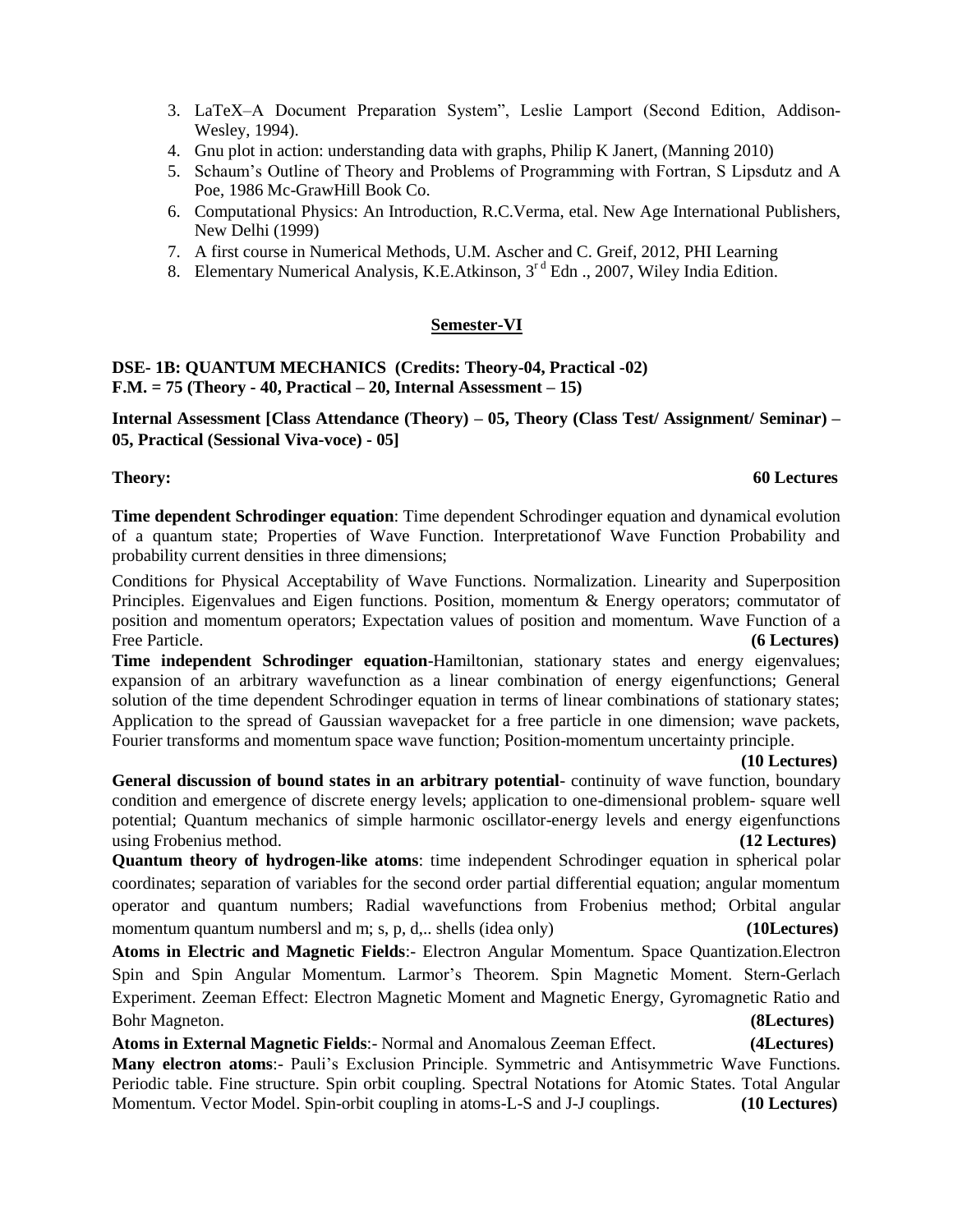3. LaTeX–A Document Preparation System", Leslie Lamport (Second Edition, Addison-Wesley, 1994).
4. Gnu plot in action: understanding data with graphs, Philip K Janert, (Manning 2010)
5. Schaum's Outline of Theory and Problems of Programming with Fortran, S Lipsdutz and A Poe, 1986 Mc-GrawHill Book Co.
6. Computational Physics: An Introduction, R.C.Verma, etal. New Age International Publishers, New Delhi (1999)
7. A first course in Numerical Methods, U.M. Ascher and C. Greif, 2012, PHI Learning
8. Elementary Numerical Analysis, K.E.Atkinson, 3rd Edn ., 2007, Wiley India Edition.

## Semester-VI

**DSE- 1B: QUANTUM MECHANICS (Credits: Theory-04, Practical -02)**
**F.M. = 75 (Theory - 40, Practical – 20, Internal Assessment – 15)**

**Internal Assessment [Class Attendance (Theory) – 05, Theory (Class Test/ Assignment/ Seminar) – 05, Practical (Sessional Viva-voce) - 05]**

**Theory: 60 Lectures**

**Time dependent Schrodinger equation**: Time dependent Schrodinger equation and dynamical evolution of a quantum state; Properties of Wave Function. Interpretationof Wave Function Probability and probability current densities in three dimensions;

Conditions for Physical Acceptability of Wave Functions. Normalization. Linearity and Superposition Principles. Eigenvalues and Eigen functions. Position, momentum & Energy operators; commutator of position and momentum operators; Expectation values of position and momentum. Wave Function of a Free Particle. **(6 Lectures)**

**Time independent Schrodinger equation**-Hamiltonian, stationary states and energy eigenvalues; expansion of an arbitrary wavefunction as a linear combination of energy eigenfunctions; General solution of the time dependent Schrodinger equation in terms of linear combinations of stationary states; Application to the spread of Gaussian wavepacket for a free particle in one dimension; wave packets, Fourier transforms and momentum space wave function; Position-momentum uncertainty principle. **(10 Lectures)**

**General discussion of bound states in an arbitrary potential**- continuity of wave function, boundary condition and emergence of discrete energy levels; application to one-dimensional problem- square well potential; Quantum mechanics of simple harmonic oscillator-energy levels and energy eigenfunctions using Frobenius method. **(12 Lectures)**

**Quantum theory of hydrogen-like atoms**: time independent Schrodinger equation in spherical polar coordinates; separation of variables for the second order partial differential equation; angular momentum operator and quantum numbers; Radial wavefunctions from Frobenius method; Orbital angular momentum quantum numbersl and m; s, p, d,.. shells (idea only) **(10Lectures)**

**Atoms in Electric and Magnetic Fields**:- Electron Angular Momentum. Space Quantization.Electron Spin and Spin Angular Momentum. Larmor's Theorem. Spin Magnetic Moment. Stern-Gerlach Experiment. Zeeman Effect: Electron Magnetic Moment and Magnetic Energy, Gyromagnetic Ratio and Bohr Magneton. **(8Lectures)**

**Atoms in External Magnetic Fields**:- Normal and Anomalous Zeeman Effect. **(4Lectures)**

**Many electron atoms**:- Pauli's Exclusion Principle. Symmetric and Antisymmetric Wave Functions. Periodic table. Fine structure. Spin orbit coupling. Spectral Notations for Atomic States. Total Angular Momentum. Vector Model. Spin-orbit coupling in atoms-L-S and J-J couplings. **(10 Lectures)**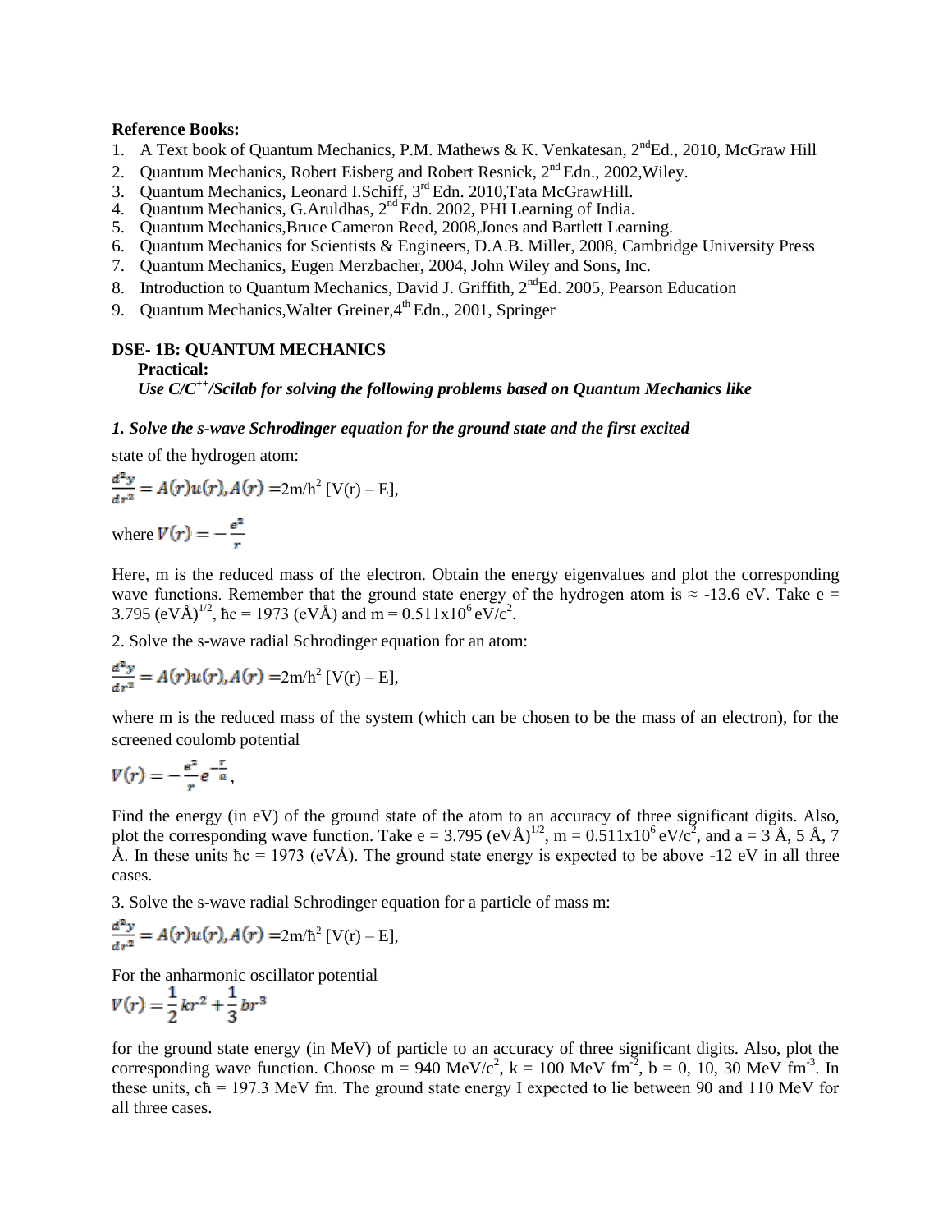**Reference Books:**

1. A Text book of Quantum Mechanics, P.M. Mathews & K. Venkatesan, 2ndEd., 2010, McGraw Hill
2. Quantum Mechanics, Robert Eisberg and Robert Resnick, 2nd Edn., 2002,Wiley.
3. Quantum Mechanics, Leonard I.Schiff, 3rd Edn. 2010,Tata McGrawHill.
4. Quantum Mechanics, G.Aruldhas, 2nd Edn. 2002, PHI Learning of India.
5. Quantum Mechanics,Bruce Cameron Reed, 2008,Jones and Bartlett Learning.
6. Quantum Mechanics for Scientists & Engineers, D.A.B. Miller, 2008, Cambridge University Press
7. Quantum Mechanics, Eugen Merzbacher, 2004, John Wiley and Sons, Inc.
8. Introduction to Quantum Mechanics, David J. Griffith, 2ndEd. 2005, Pearson Education
9. Quantum Mechanics,Walter Greiner,4th Edn., 2001, Springer

**DSE- 1B: QUANTUM MECHANICS**

**Practical:**

***Use C/C++/Scilab for solving the following problems based on Quantum Mechanics like***

***1. Solve the s-wave Schrodinger equation for the ground state and the first excited*** state of the hydrogen atom:

$$\frac{d^2y}{dr^2} = A(r)u(r), A(r) = 2m/\hbar^2 [V(r) - E],$$

where $V(r) = -\frac{e^2}{r}$

Here, m is the reduced mass of the electron. Obtain the energy eigenvalues and plot the corresponding wave functions. Remember that the ground state energy of the hydrogen atom is ≈ -13.6 eV. Take e = 3.795 $(eVÅ)^{1/2}$, ħc = 1973 (eVÅ) and m = $0.511 \times 10^6$ eV/$c^2$.

2. Solve the s-wave radial Schrodinger equation for an atom:

$$\frac{d^2y}{dr^2} = A(r)u(r), A(r) = 2m/\hbar^2 [V(r) - E],$$

where m is the reduced mass of the system (which can be chosen to be the mass of an electron), for the screened coulomb potential

$$V(r) = -\frac{e^2}{r} e^{-\frac{r}{a}},$$

Find the energy (in eV) of the ground state of the atom to an accuracy of three significant digits. Also, plot the corresponding wave function. Take e = 3.795 $(eVÅ)^{1/2}$, m = $0.511 \times 10^6$ eV/$c^2$, and a = 3 Å, 5 Å, 7 Å. In these units ħc = 1973 (eVÅ). The ground state energy is expected to be above -12 eV in all three cases.

3. Solve the s-wave radial Schrodinger equation for a particle of mass m:

$$\frac{d^2y}{dr^2} = A(r)u(r), A(r) = 2m/\hbar^2 [V(r) - E],$$

For the anharmonic oscillator potential

$$V(r) = \frac{1}{2}kr^2 + \frac{1}{3}br^3$$

for the ground state energy (in MeV) of particle to an accuracy of three significant digits. Also, plot the corresponding wave function. Choose m = 940 MeV/$c^2$, k = 100 MeV $fm^{-2}$, b = 0, 10, 30 MeV $fm^{-3}$. In these units, cħ = 197.3 MeV fm. The ground state energy I expected to lie between 90 and 110 MeV for all three cases.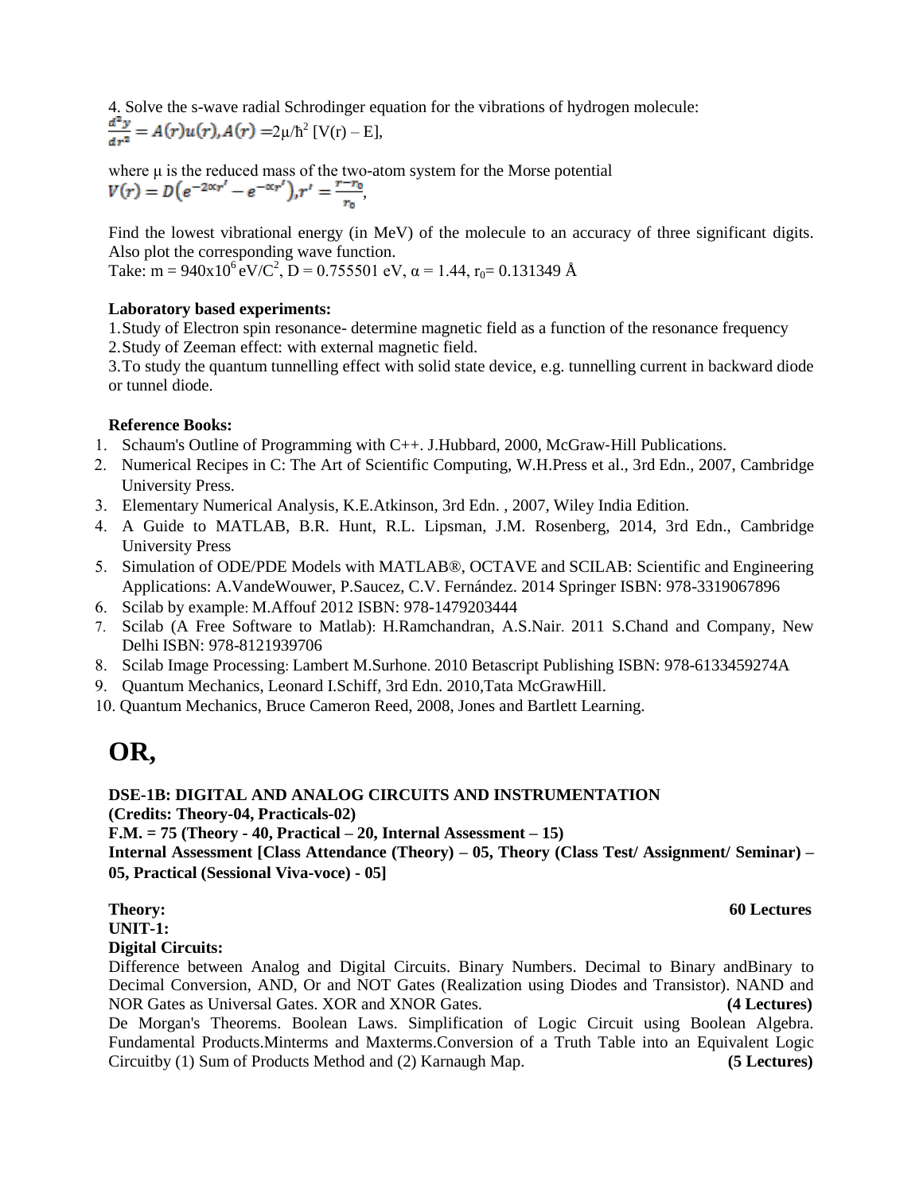4. Solve the s-wave radial Schrodinger equation for the vibrations of hydrogen molecule:
$\frac{d^2y}{dr^2} = A(r)u(r), A(r) = 2\mu/\hbar^2\ [V(r) - E]$,

where $\mu$ is the reduced mass of the two-atom system for the Morse potential
$V(r) = D\left(e^{-2\alpha r'} - e^{-\alpha r'}\right), r' = \frac{r - r_0}{r_0}$,

Find the lowest vibrational energy (in MeV) of the molecule to an accuracy of three significant digits. Also plot the corresponding wave function.
Take: $m = 940\text{x}10^6\ \text{eV/C}^2$, D = 0.755501 eV, $\alpha$ = 1.44, $r_0$= 0.131349 Å

**Laboratory based experiments:**

1. Study of Electron spin resonance- determine magnetic field as a function of the resonance frequency
2. Study of Zeeman effect: with external magnetic field.
3. To study the quantum tunnelling effect with solid state device, e.g. tunnelling current in backward diode or tunnel diode.

**Reference Books:**

1. Schaum's Outline of Programming with C++. J.Hubbard, 2000, McGraw-Hill Publications.
2. Numerical Recipes in C: The Art of Scientific Computing, W.H.Press et al., 3rd Edn., 2007, Cambridge University Press.
3. Elementary Numerical Analysis, K.E.Atkinson, 3rd Edn. , 2007, Wiley India Edition.
4. A Guide to MATLAB, B.R. Hunt, R.L. Lipsman, J.M. Rosenberg, 2014, 3rd Edn., Cambridge University Press
5. Simulation of ODE/PDE Models with MATLAB®, OCTAVE and SCILAB: Scientific and Engineering Applications: A.VandeWouwer, P.Saucez, C.V. Fernández. 2014 Springer ISBN: 978-3319067896
6. Scilab by example: M.Affouf 2012 ISBN: 978-1479203444
7. Scilab (A Free Software to Matlab): H.Ramchandran, A.S.Nair. 2011 S.Chand and Company, New Delhi ISBN: 978-8121939706
8. Scilab Image Processing: Lambert M.Surhone. 2010 Betascript Publishing ISBN: 978-6133459274A
9. Quantum Mechanics, Leonard I.Schiff, 3rd Edn. 2010,Tata McGrawHill.
10. Quantum Mechanics, Bruce Cameron Reed, 2008, Jones and Bartlett Learning.

# OR,

**DSE-1B: DIGITAL AND ANALOG CIRCUITS AND INSTRUMENTATION**
**(Credits: Theory-04, Practicals-02)**
**F.M. = 75 (Theory - 40, Practical – 20, Internal Assessment – 15)**
**Internal Assessment [Class Attendance (Theory) – 05, Theory (Class Test/ Assignment/ Seminar) – 05, Practical (Sessional Viva-voce) - 05]**

**Theory:** **60 Lectures**
**UNIT-1:**
**Digital Circuits:**
Difference between Analog and Digital Circuits. Binary Numbers. Decimal to Binary andBinary to Decimal Conversion, AND, Or and NOT Gates (Realization using Diodes and Transistor). NAND and NOR Gates as Universal Gates. XOR and XNOR Gates. **(4 Lectures)**
De Morgan's Theorems. Boolean Laws. Simplification of Logic Circuit using Boolean Algebra. Fundamental Products.Minterms and Maxterms.Conversion of a Truth Table into an Equivalent Logic Circuitby (1) Sum of Products Method and (2) Karnaugh Map. **(5 Lectures)**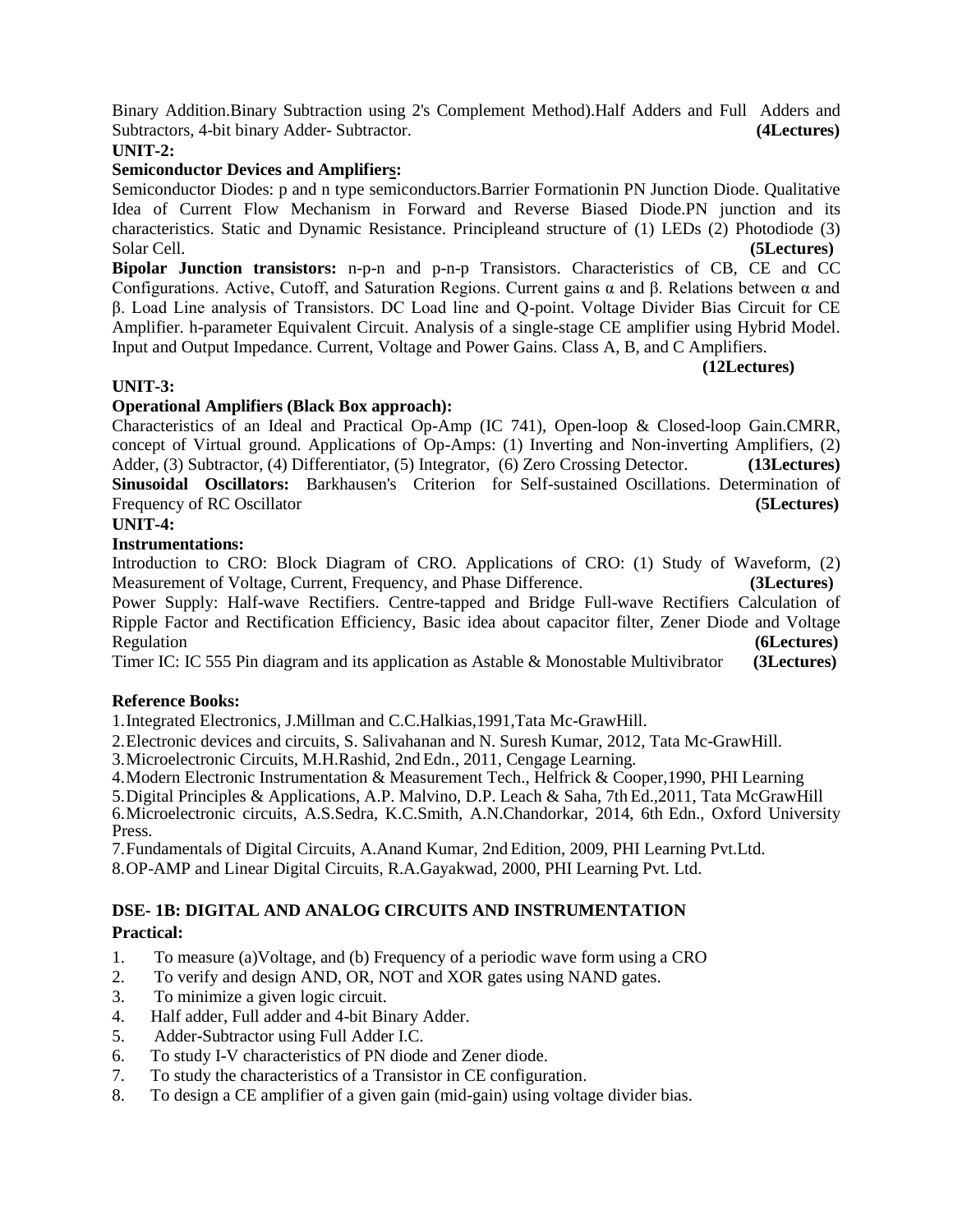Binary Addition.Binary Subtraction using 2's Complement Method).Half Adders and Full Adders and Subtractors, 4-bit binary Adder- Subtractor. **(4Lectures)**

**UNIT-2:**

**Semiconductor Devices and Amplifiers:**

Semiconductor Diodes: p and n type semiconductors.Barrier Formationin PN Junction Diode. Qualitative Idea of Current Flow Mechanism in Forward and Reverse Biased Diode.PN junction and its characteristics. Static and Dynamic Resistance. Principleand structure of (1) LEDs (2) Photodiode (3) Solar Cell. **(5Lectures)**

**Bipolar Junction transistors:** n-p-n and p-n-p Transistors. Characteristics of CB, CE and CC Configurations. Active, Cutoff, and Saturation Regions. Current gains α and β. Relations between α and β. Load Line analysis of Transistors. DC Load line and Q-point. Voltage Divider Bias Circuit for CE Amplifier. h-parameter Equivalent Circuit. Analysis of a single-stage CE amplifier using Hybrid Model. Input and Output Impedance. Current, Voltage and Power Gains. Class A, B, and C Amplifiers. **(12Lectures)**

**UNIT-3:**

**Operational Amplifiers (Black Box approach):**

Characteristics of an Ideal and Practical Op-Amp (IC 741), Open-loop & Closed-loop Gain.CMRR, concept of Virtual ground. Applications of Op-Amps: (1) Inverting and Non-inverting Amplifiers, (2) Adder, (3) Subtractor, (4) Differentiator, (5) Integrator, (6) Zero Crossing Detector. **(13Lectures)**

**Sinusoidal Oscillators:** Barkhausen's Criterion for Self-sustained Oscillations. Determination of Frequency of RC Oscillator **(5Lectures)**

**UNIT-4:**

**Instrumentations:**

Introduction to CRO: Block Diagram of CRO. Applications of CRO: (1) Study of Waveform, (2) Measurement of Voltage, Current, Frequency, and Phase Difference. **(3Lectures)**

Power Supply: Half-wave Rectifiers. Centre-tapped and Bridge Full-wave Rectifiers Calculation of Ripple Factor and Rectification Efficiency, Basic idea about capacitor filter, Zener Diode and Voltage Regulation **(6Lectures)**

Timer IC: IC 555 Pin diagram and its application as Astable & Monostable Multivibrator **(3Lectures)**

**Reference Books:**

1. Integrated Electronics, J.Millman and C.C.Halkias,1991,Tata Mc-GrawHill.
2. Electronic devices and circuits, S. Salivahanan and N. Suresh Kumar, 2012, Tata Mc-GrawHill.
3. Microelectronic Circuits, M.H.Rashid, 2nd Edn., 2011, Cengage Learning.
4. Modern Electronic Instrumentation & Measurement Tech., Helfrick & Cooper,1990, PHI Learning
5. Digital Principles & Applications, A.P. Malvino, D.P. Leach & Saha, 7th Ed.,2011, Tata McGrawHill
6. Microelectronic circuits, A.S.Sedra, K.C.Smith, A.N.Chandorkar, 2014, 6th Edn., Oxford University Press.
7. Fundamentals of Digital Circuits, A.Anand Kumar, 2nd Edition, 2009, PHI Learning Pvt.Ltd.
8. OP-AMP and Linear Digital Circuits, R.A.Gayakwad, 2000, PHI Learning Pvt. Ltd.

**DSE- 1B: DIGITAL AND ANALOG CIRCUITS AND INSTRUMENTATION**

**Practical:**

1. To measure (a)Voltage, and (b) Frequency of a periodic wave form using a CRO
2. To verify and design AND, OR, NOT and XOR gates using NAND gates.
3. To minimize a given logic circuit.
4. Half adder, Full adder and 4-bit Binary Adder.
5. Adder-Subtractor using Full Adder I.C.
6. To study I-V characteristics of PN diode and Zener diode.
7. To study the characteristics of a Transistor in CE configuration.
8. To design a CE amplifier of a given gain (mid-gain) using voltage divider bias.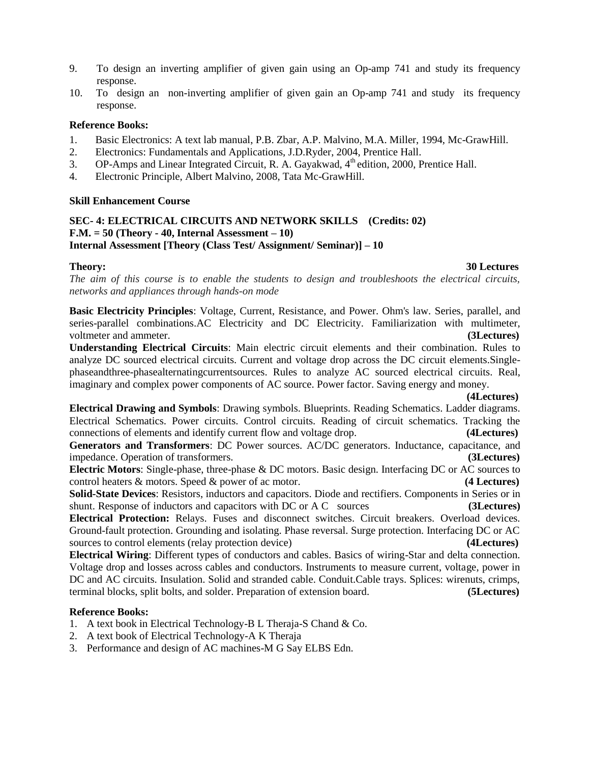9. To design an inverting amplifier of given gain using an Op-amp 741 and study its frequency response.
10. To design an non-inverting amplifier of given gain an Op-amp 741 and study its frequency response.

**Reference Books:**

1. Basic Electronics: A text lab manual, P.B. Zbar, A.P. Malvino, M.A. Miller, 1994, Mc-GrawHill.
2. Electronics: Fundamentals and Applications, J.D.Ryder, 2004, Prentice Hall.
3. OP-Amps and Linear Integrated Circuit, R. A. Gayakwad, 4th edition, 2000, Prentice Hall.
4. Electronic Principle, Albert Malvino, 2008, Tata Mc-GrawHill.

**Skill Enhancement Course**

**SEC- 4: ELECTRICAL CIRCUITS AND NETWORK SKILLS (Credits: 02)**
**F.M. = 50 (Theory - 40, Internal Assessment – 10)**
**Internal Assessment [Theory (Class Test/ Assignment/ Seminar)] – 10**

**Theory:** **30 Lectures**

*The aim of this course is to enable the students to design and troubleshoots the electrical circuits, networks and appliances through hands-on mode*

**Basic Electricity Principles**: Voltage, Current, Resistance, and Power. Ohm's law. Series, parallel, and series-parallel combinations.AC Electricity and DC Electricity. Familiarization with multimeter, voltmeter and ammeter. **(3Lectures)**

**Understanding Electrical Circuits**: Main electric circuit elements and their combination. Rules to analyze DC sourced electrical circuits. Current and voltage drop across the DC circuit elements.Single-phaseandthree-phasealternatingcurrentsources. Rules to analyze AC sourced electrical circuits. Real, imaginary and complex power components of AC source. Power factor. Saving energy and money. **(4Lectures)**

**Electrical Drawing and Symbols**: Drawing symbols. Blueprints. Reading Schematics. Ladder diagrams. Electrical Schematics. Power circuits. Control circuits. Reading of circuit schematics. Tracking the connections of elements and identify current flow and voltage drop. **(4Lectures)**

**Generators and Transformers**: DC Power sources. AC/DC generators. Inductance, capacitance, and impedance. Operation of transformers. **(3Lectures)**

**Electric Motors**: Single-phase, three-phase & DC motors. Basic design. Interfacing DC or AC sources to control heaters & motors. Speed & power of ac motor. **(4 Lectures)**

**Solid-State Devices**: Resistors, inductors and capacitors. Diode and rectifiers. Components in Series or in shunt. Response of inductors and capacitors with DC or A C sources **(3Lectures)**

**Electrical Protection:** Relays. Fuses and disconnect switches. Circuit breakers. Overload devices. Ground-fault protection. Grounding and isolating. Phase reversal. Surge protection. Interfacing DC or AC sources to control elements (relay protection device) **(4Lectures)**

**Electrical Wiring**: Different types of conductors and cables. Basics of wiring-Star and delta connection. Voltage drop and losses across cables and conductors. Instruments to measure current, voltage, power in DC and AC circuits. Insulation. Solid and stranded cable. Conduit.Cable trays. Splices: wirenuts, crimps, terminal blocks, split bolts, and solder. Preparation of extension board. **(5Lectures)**

**Reference Books:**

1. A text book in Electrical Technology-B L Theraja-S Chand & Co.
2. A text book of Electrical Technology-A K Theraja
3. Performance and design of AC machines-M G Say ELBS Edn.